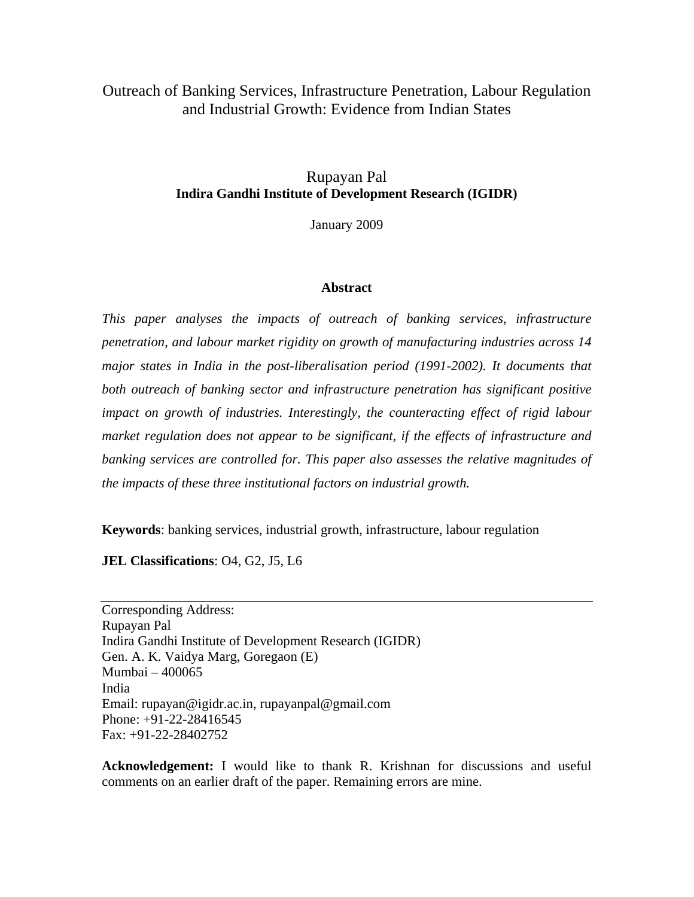# Outreach of Banking Services, Infrastructure Penetration, Labour Regulation and Industrial Growth: Evidence from Indian States

Rupayan Pal

**Indira Gandhi Institute of Development Research (IGIDR)**

January 2009

## Abstract

*This paper analyses the impacts of outreach of banking services, infrastructure penetration, and labour market rigidity on growth of manufacturing industries across 14 major states in India in the post-liberalisation period (1991-2002). It documents that both outreach of banking sector and infrastructure penetration has significant positive impact on growth of industries. Interestingly, the counteracting effect of rigid labour market regulation does not appear to be significant, if the effects of infrastructure and banking services are controlled for. This paper also assesses the relative magnitudes of the impacts of these three institutional factors on industrial growth.*

**Keywords**: banking services, industrial growth, infrastructure, labour regulation

**JEL Classifications**: O4, G2, J5, L6

---

Corresponding Address:
Rupayan Pal
Indira Gandhi Institute of Development Research (IGIDR)
Gen. A. K. Vaidya Marg, Goregaon (E)
Mumbai – 400065
India
Email: rupayan@igidr.ac.in, rupayanpal@gmail.com
Phone: +91-22-28416545
Fax: +91-22-28402752

**Acknowledgement:** I would like to thank R. Krishnan for discussions and useful comments on an earlier draft of the paper. Remaining errors are mine.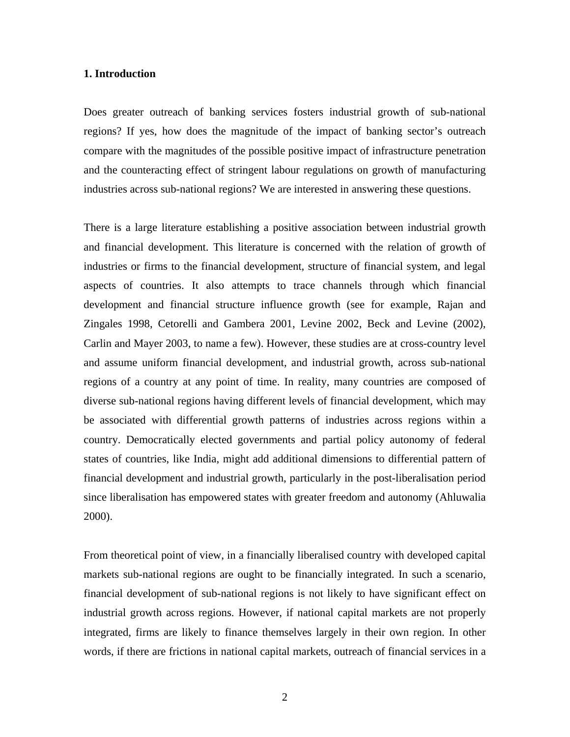## 1. Introduction

Does greater outreach of banking services fosters industrial growth of sub-national regions? If yes, how does the magnitude of the impact of banking sector's outreach compare with the magnitudes of the possible positive impact of infrastructure penetration and the counteracting effect of stringent labour regulations on growth of manufacturing industries across sub-national regions? We are interested in answering these questions.

There is a large literature establishing a positive association between industrial growth and financial development. This literature is concerned with the relation of growth of industries or firms to the financial development, structure of financial system, and legal aspects of countries. It also attempts to trace channels through which financial development and financial structure influence growth (see for example, Rajan and Zingales 1998, Cetorelli and Gambera 2001, Levine 2002, Beck and Levine (2002), Carlin and Mayer 2003, to name a few). However, these studies are at cross-country level and assume uniform financial development, and industrial growth, across sub-national regions of a country at any point of time. In reality, many countries are composed of diverse sub-national regions having different levels of financial development, which may be associated with differential growth patterns of industries across regions within a country. Democratically elected governments and partial policy autonomy of federal states of countries, like India, might add additional dimensions to differential pattern of financial development and industrial growth, particularly in the post-liberalisation period since liberalisation has empowered states with greater freedom and autonomy (Ahluwalia 2000).

From theoretical point of view, in a financially liberalised country with developed capital markets sub-national regions are ought to be financially integrated. In such a scenario, financial development of sub-national regions is not likely to have significant effect on industrial growth across regions. However, if national capital markets are not properly integrated, firms are likely to finance themselves largely in their own region. In other words, if there are frictions in national capital markets, outreach of financial services in a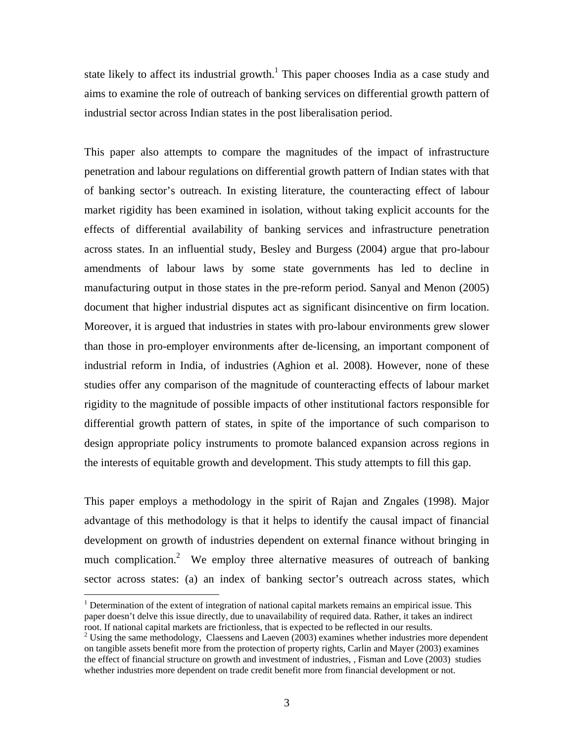state likely to affect its industrial growth.[1] This paper chooses India as a case study and aims to examine the role of outreach of banking services on differential growth pattern of industrial sector across Indian states in the post liberalisation period.

This paper also attempts to compare the magnitudes of the impact of infrastructure penetration and labour regulations on differential growth pattern of Indian states with that of banking sector's outreach. In existing literature, the counteracting effect of labour market rigidity has been examined in isolation, without taking explicit accounts for the effects of differential availability of banking services and infrastructure penetration across states. In an influential study, Besley and Burgess (2004) argue that pro-labour amendments of labour laws by some state governments has led to decline in manufacturing output in those states in the pre-reform period. Sanyal and Menon (2005) document that higher industrial disputes act as significant disincentive on firm location. Moreover, it is argued that industries in states with pro-labour environments grew slower than those in pro-employer environments after de-licensing, an important component of industrial reform in India, of industries (Aghion et al. 2008). However, none of these studies offer any comparison of the magnitude of counteracting effects of labour market rigidity to the magnitude of possible impacts of other institutional factors responsible for differential growth pattern of states, in spite of the importance of such comparison to design appropriate policy instruments to promote balanced expansion across regions in the interests of equitable growth and development. This study attempts to fill this gap.

This paper employs a methodology in the spirit of Rajan and Zngales (1998). Major advantage of this methodology is that it helps to identify the causal impact of financial development on growth of industries dependent on external finance without bringing in much complication.[2] We employ three alternative measures of outreach of banking sector across states: (a) an index of banking sector's outreach across states, which

[1] Determination of the extent of integration of national capital markets remains an empirical issue. This paper doesn't delve this issue directly, due to unavailability of required data. Rather, it takes an indirect root. If national capital markets are frictionless, that is expected to be reflected in our results.

[2] Using the same methodology, Claessens and Laeven (2003) examines whether industries more dependent on tangible assets benefit more from the protection of property rights, Carlin and Mayer (2003) examines the effect of financial structure on growth and investment of industries, , Fisman and Love (2003) studies whether industries more dependent on trade credit benefit more from financial development or not.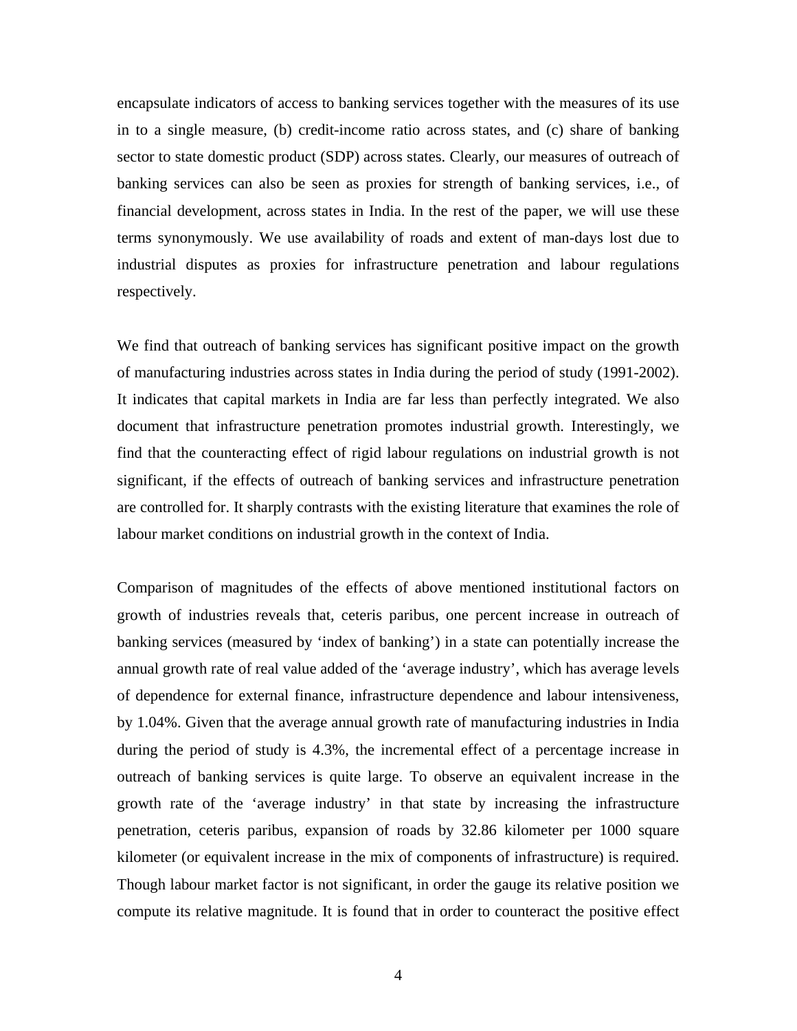encapsulate indicators of access to banking services together with the measures of its use in to a single measure, (b) credit-income ratio across states, and (c) share of banking sector to state domestic product (SDP) across states. Clearly, our measures of outreach of banking services can also be seen as proxies for strength of banking services, i.e., of financial development, across states in India. In the rest of the paper, we will use these terms synonymously. We use availability of roads and extent of man-days lost due to industrial disputes as proxies for infrastructure penetration and labour regulations respectively.

We find that outreach of banking services has significant positive impact on the growth of manufacturing industries across states in India during the period of study (1991-2002). It indicates that capital markets in India are far less than perfectly integrated. We also document that infrastructure penetration promotes industrial growth. Interestingly, we find that the counteracting effect of rigid labour regulations on industrial growth is not significant, if the effects of outreach of banking services and infrastructure penetration are controlled for. It sharply contrasts with the existing literature that examines the role of labour market conditions on industrial growth in the context of India.

Comparison of magnitudes of the effects of above mentioned institutional factors on growth of industries reveals that, ceteris paribus, one percent increase in outreach of banking services (measured by 'index of banking') in a state can potentially increase the annual growth rate of real value added of the 'average industry', which has average levels of dependence for external finance, infrastructure dependence and labour intensiveness, by 1.04%. Given that the average annual growth rate of manufacturing industries in India during the period of study is 4.3%, the incremental effect of a percentage increase in outreach of banking services is quite large. To observe an equivalent increase in the growth rate of the 'average industry' in that state by increasing the infrastructure penetration, ceteris paribus, expansion of roads by 32.86 kilometer per 1000 square kilometer (or equivalent increase in the mix of components of infrastructure) is required. Though labour market factor is not significant, in order the gauge its relative position we compute its relative magnitude. It is found that in order to counteract the positive effect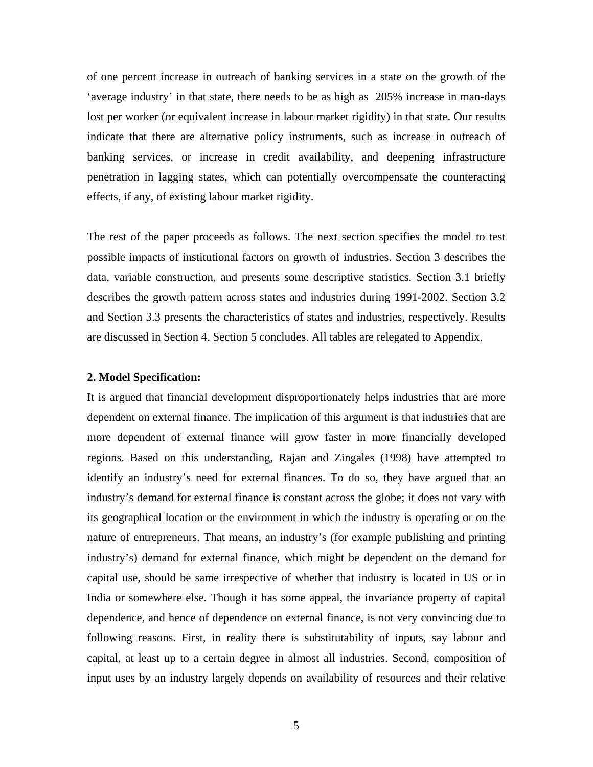of one percent increase in outreach of banking services in a state on the growth of the 'average industry' in that state, there needs to be as high as 205% increase in man-days lost per worker (or equivalent increase in labour market rigidity) in that state. Our results indicate that there are alternative policy instruments, such as increase in outreach of banking services, or increase in credit availability, and deepening infrastructure penetration in lagging states, which can potentially overcompensate the counteracting effects, if any, of existing labour market rigidity.

The rest of the paper proceeds as follows. The next section specifies the model to test possible impacts of institutional factors on growth of industries. Section 3 describes the data, variable construction, and presents some descriptive statistics. Section 3.1 briefly describes the growth pattern across states and industries during 1991-2002. Section 3.2 and Section 3.3 presents the characteristics of states and industries, respectively. Results are discussed in Section 4. Section 5 concludes. All tables are relegated to Appendix.

## 2. Model Specification:

It is argued that financial development disproportionately helps industries that are more dependent on external finance. The implication of this argument is that industries that are more dependent of external finance will grow faster in more financially developed regions. Based on this understanding, Rajan and Zingales (1998) have attempted to identify an industry's need for external finances. To do so, they have argued that an industry's demand for external finance is constant across the globe; it does not vary with its geographical location or the environment in which the industry is operating or on the nature of entrepreneurs. That means, an industry's (for example publishing and printing industry's) demand for external finance, which might be dependent on the demand for capital use, should be same irrespective of whether that industry is located in US or in India or somewhere else. Though it has some appeal, the invariance property of capital dependence, and hence of dependence on external finance, is not very convincing due to following reasons. First, in reality there is substitutability of inputs, say labour and capital, at least up to a certain degree in almost all industries. Second, composition of input uses by an industry largely depends on availability of resources and their relative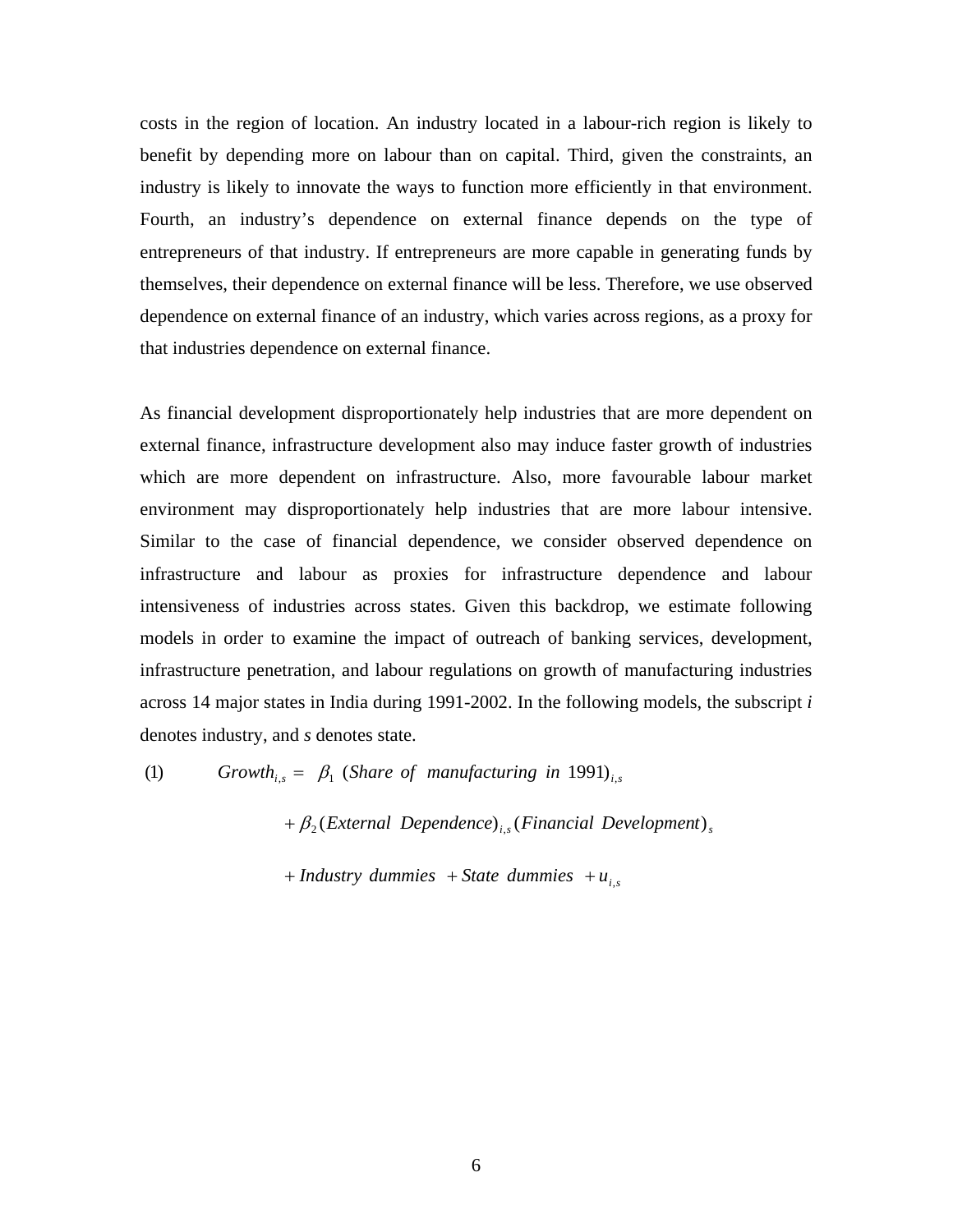costs in the region of location. An industry located in a labour-rich region is likely to benefit by depending more on labour than on capital. Third, given the constraints, an industry is likely to innovate the ways to function more efficiently in that environment. Fourth, an industry's dependence on external finance depends on the type of entrepreneurs of that industry. If entrepreneurs are more capable in generating funds by themselves, their dependence on external finance will be less. Therefore, we use observed dependence on external finance of an industry, which varies across regions, as a proxy for that industries dependence on external finance.

As financial development disproportionately help industries that are more dependent on external finance, infrastructure development also may induce faster growth of industries which are more dependent on infrastructure. Also, more favourable labour market environment may disproportionately help industries that are more labour intensive. Similar to the case of financial dependence, we consider observed dependence on infrastructure and labour as proxies for infrastructure dependence and labour intensiveness of industries across states. Given this backdrop, we estimate following models in order to examine the impact of outreach of banking services, development, infrastructure penetration, and labour regulations on growth of manufacturing industries across 14 major states in India during 1991-2002. In the following models, the subscript *i* denotes industry, and *s* denotes state.

$$
\begin{aligned}
(1) \qquad Growth_{i,s} = \; & \beta_1 \; (Share \; of \; manufacturing \; in \; 1991)_{i,s} \\
& + \beta_2 (External \; Dependence)_{i,s} (Financial \; Development)_s \\
& + Industry \; dummies \; + State \; dummies \; + u_{i,s}
\end{aligned}
$$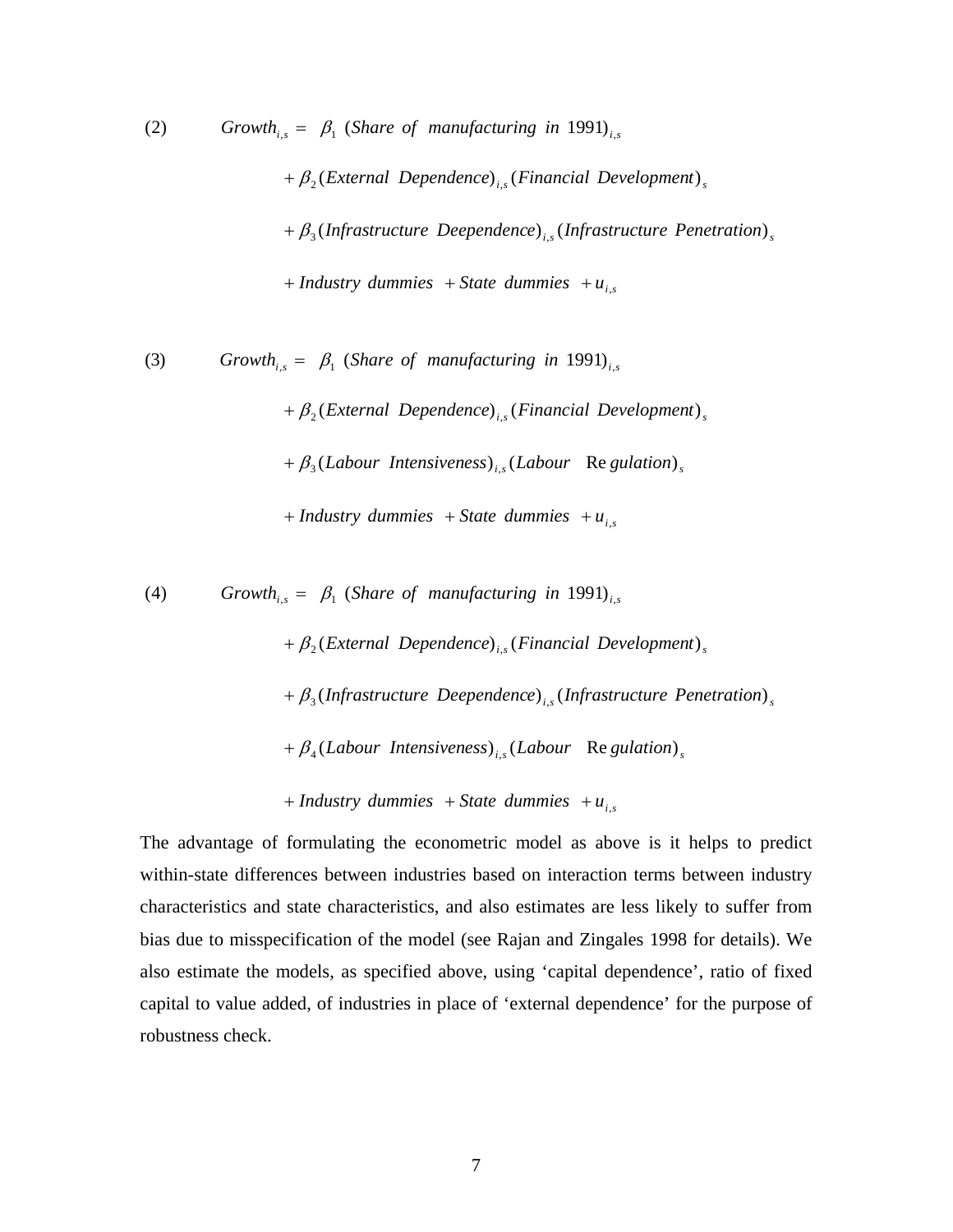$$
\begin{aligned}
(2) \qquad Growth_{i,s} = \; & \beta_1 \; (Share \; of \; \; manufacturing \; in \; 1991)_{i,s} \\
& + \beta_2 (External \; \; Dependence)_{i,s} (Financial \; \; Development)_s \\
& + \beta_3 (Infrastructure \; \; Deependence)_{i,s} (Infrastructure \; \; Penetration)_s \\
& + Industry \; \; dummies \; \; + State \; \; dummies \; \; + u_{i,s}
\end{aligned}
$$

$$
\begin{aligned}
(3) \qquad Growth_{i,s} = \; & \beta_1 \; (Share \; of \; \; manufacturing \; in \; 1991)_{i,s} \\
& + \beta_2 (External \; \; Dependence)_{i,s} (Financial \; \; Development)_s \\
& + \beta_3 (Labour \; \; Intensiveness)_{i,s} (Labour \quad Regulation)_s \\
& + Industry \; \; dummies \; \; + State \; \; dummies \; \; + u_{i,s}
\end{aligned}
$$

$$
\begin{aligned}
(4) \qquad Growth_{i,s} = \; & \beta_1 \; (Share \; of \; \; manufacturing \; in \; 1991)_{i,s} \\
& + \beta_2 (External \; \; Dependence)_{i,s} (Financial \; \; Development)_s \\
& + \beta_3 (Infrastructure \; \; Deependence)_{i,s} (Infrastructure \; \; Penetration)_s \\
& + \beta_4 (Labour \; \; Intensiveness)_{i,s} (Labour \quad Regulation)_s \\
& + Industry \; \; dummies \; \; + State \; \; dummies \; \; + u_{i,s}
\end{aligned}
$$

The advantage of formulating the econometric model as above is it helps to predict within-state differences between industries based on interaction terms between industry characteristics and state characteristics, and also estimates are less likely to suffer from bias due to misspecification of the model (see Rajan and Zingales 1998 for details). We also estimate the models, as specified above, using 'capital dependence', ratio of fixed capital to value added, of industries in place of 'external dependence' for the purpose of robustness check.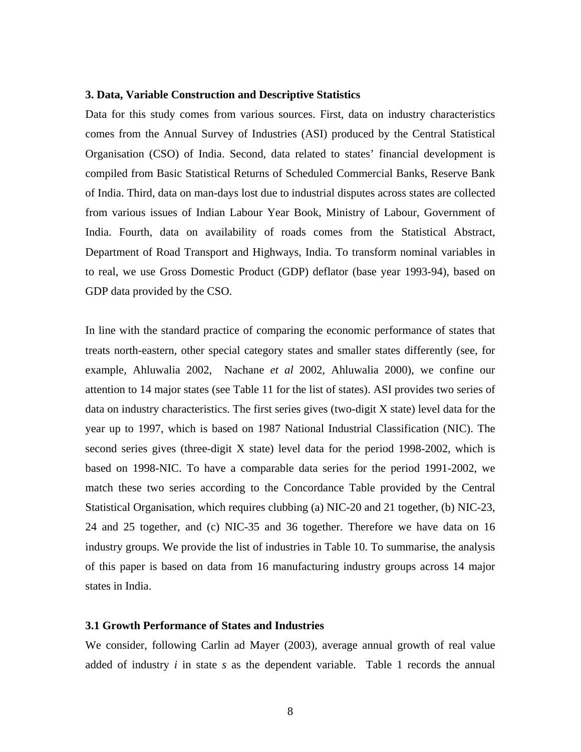### 3. Data, Variable Construction and Descriptive Statistics

Data for this study comes from various sources. First, data on industry characteristics comes from the Annual Survey of Industries (ASI) produced by the Central Statistical Organisation (CSO) of India. Second, data related to states' financial development is compiled from Basic Statistical Returns of Scheduled Commercial Banks, Reserve Bank of India. Third, data on man-days lost due to industrial disputes across states are collected from various issues of Indian Labour Year Book, Ministry of Labour, Government of India. Fourth, data on availability of roads comes from the Statistical Abstract, Department of Road Transport and Highways, India. To transform nominal variables in to real, we use Gross Domestic Product (GDP) deflator (base year 1993-94), based on GDP data provided by the CSO.

In line with the standard practice of comparing the economic performance of states that treats north-eastern, other special category states and smaller states differently (see, for example, Ahluwalia 2002, Nachane *et al* 2002, Ahluwalia 2000), we confine our attention to 14 major states (see Table 11 for the list of states). ASI provides two series of data on industry characteristics. The first series gives (two-digit X state) level data for the year up to 1997, which is based on 1987 National Industrial Classification (NIC). The second series gives (three-digit X state) level data for the period 1998-2002, which is based on 1998-NIC. To have a comparable data series for the period 1991-2002, we match these two series according to the Concordance Table provided by the Central Statistical Organisation, which requires clubbing (a) NIC-20 and 21 together, (b) NIC-23, 24 and 25 together, and (c) NIC-35 and 36 together. Therefore we have data on 16 industry groups. We provide the list of industries in Table 10. To summarise, the analysis of this paper is based on data from 16 manufacturing industry groups across 14 major states in India.

### 3.1 Growth Performance of States and Industries

We consider, following Carlin ad Mayer (2003), average annual growth of real value added of industry $i$ in state $s$ as the dependent variable. Table 1 records the annual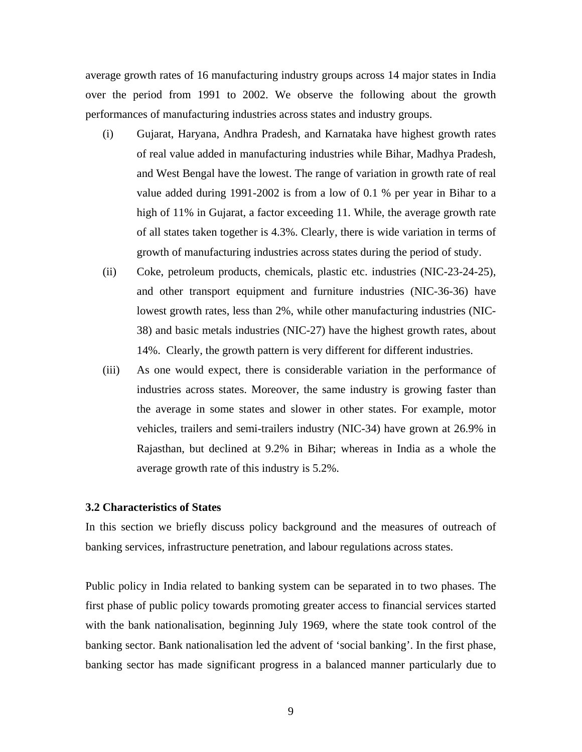average growth rates of 16 manufacturing industry groups across 14 major states in India over the period from 1991 to 2002. We observe the following about the growth performances of manufacturing industries across states and industry groups.

(i) Gujarat, Haryana, Andhra Pradesh, and Karnataka have highest growth rates of real value added in manufacturing industries while Bihar, Madhya Pradesh, and West Bengal have the lowest. The range of variation in growth rate of real value added during 1991-2002 is from a low of 0.1 % per year in Bihar to a high of 11% in Gujarat, a factor exceeding 11. While, the average growth rate of all states taken together is 4.3%. Clearly, there is wide variation in terms of growth of manufacturing industries across states during the period of study.

(ii) Coke, petroleum products, chemicals, plastic etc. industries (NIC-23-24-25), and other transport equipment and furniture industries (NIC-36-36) have lowest growth rates, less than 2%, while other manufacturing industries (NIC-38) and basic metals industries (NIC-27) have the highest growth rates, about 14%. Clearly, the growth pattern is very different for different industries.

(iii) As one would expect, there is considerable variation in the performance of industries across states. Moreover, the same industry is growing faster than the average in some states and slower in other states. For example, motor vehicles, trailers and semi-trailers industry (NIC-34) have grown at 26.9% in Rajasthan, but declined at 9.2% in Bihar; whereas in India as a whole the average growth rate of this industry is 5.2%.

### 3.2 Characteristics of States

In this section we briefly discuss policy background and the measures of outreach of banking services, infrastructure penetration, and labour regulations across states.

Public policy in India related to banking system can be separated in to two phases. The first phase of public policy towards promoting greater access to financial services started with the bank nationalisation, beginning July 1969, where the state took control of the banking sector. Bank nationalisation led the advent of 'social banking'. In the first phase, banking sector has made significant progress in a balanced manner particularly due to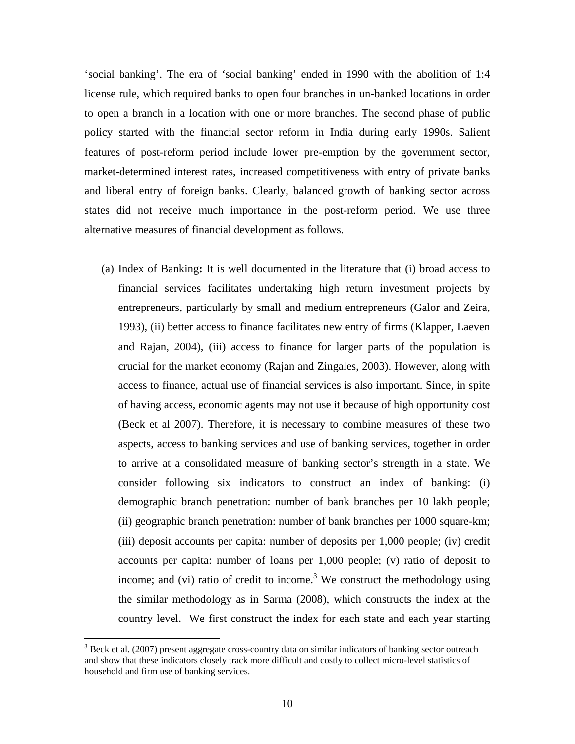'social banking'. The era of 'social banking' ended in 1990 with the abolition of 1:4 license rule, which required banks to open four branches in un-banked locations in order to open a branch in a location with one or more branches. The second phase of public policy started with the financial sector reform in India during early 1990s. Salient features of post-reform period include lower pre-emption by the government sector, market-determined interest rates, increased competitiveness with entry of private banks and liberal entry of foreign banks. Clearly, balanced growth of banking sector across states did not receive much importance in the post-reform period. We use three alternative measures of financial development as follows.

(a) Index of Banking**:** It is well documented in the literature that (i) broad access to financial services facilitates undertaking high return investment projects by entrepreneurs, particularly by small and medium entrepreneurs (Galor and Zeira, 1993), (ii) better access to finance facilitates new entry of firms (Klapper, Laeven and Rajan, 2004), (iii) access to finance for larger parts of the population is crucial for the market economy (Rajan and Zingales, 2003). However, along with access to finance, actual use of financial services is also important. Since, in spite of having access, economic agents may not use it because of high opportunity cost (Beck et al 2007). Therefore, it is necessary to combine measures of these two aspects, access to banking services and use of banking services, together in order to arrive at a consolidated measure of banking sector's strength in a state. We consider following six indicators to construct an index of banking: (i) demographic branch penetration: number of bank branches per 10 lakh people; (ii) geographic branch penetration: number of bank branches per 1000 square-km; (iii) deposit accounts per capita: number of deposits per 1,000 people; (iv) credit accounts per capita: number of loans per 1,000 people; (v) ratio of deposit to income; and (vi) ratio of credit to income.[3] We construct the methodology using the similar methodology as in Sarma (2008), which constructs the index at the country level. We first construct the index for each state and each year starting

[3] Beck et al. (2007) present aggregate cross-country data on similar indicators of banking sector outreach and show that these indicators closely track more difficult and costly to collect micro-level statistics of household and firm use of banking services.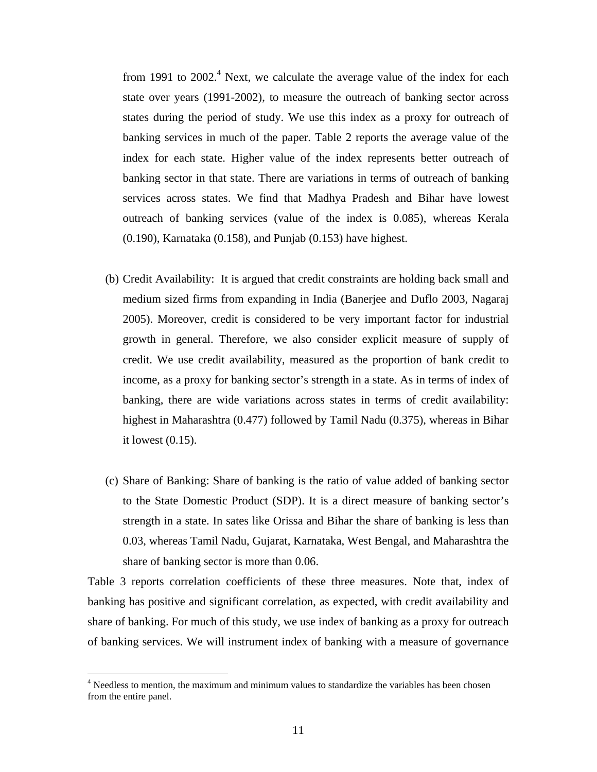from 1991 to 2002.[4] Next, we calculate the average value of the index for each state over years (1991-2002), to measure the outreach of banking sector across states during the period of study. We use this index as a proxy for outreach of banking services in much of the paper. Table 2 reports the average value of the index for each state. Higher value of the index represents better outreach of banking sector in that state. There are variations in terms of outreach of banking services across states. We find that Madhya Pradesh and Bihar have lowest outreach of banking services (value of the index is 0.085), whereas Kerala (0.190), Karnataka (0.158), and Punjab (0.153) have highest.

(b) Credit Availability: It is argued that credit constraints are holding back small and medium sized firms from expanding in India (Banerjee and Duflo 2003, Nagaraj 2005). Moreover, credit is considered to be very important factor for industrial growth in general. Therefore, we also consider explicit measure of supply of credit. We use credit availability, measured as the proportion of bank credit to income, as a proxy for banking sector's strength in a state. As in terms of index of banking, there are wide variations across states in terms of credit availability: highest in Maharashtra (0.477) followed by Tamil Nadu (0.375), whereas in Bihar it lowest (0.15).

(c) Share of Banking: Share of banking is the ratio of value added of banking sector to the State Domestic Product (SDP). It is a direct measure of banking sector's strength in a state. In sates like Orissa and Bihar the share of banking is less than 0.03, whereas Tamil Nadu, Gujarat, Karnataka, West Bengal, and Maharashtra the share of banking sector is more than 0.06.

Table 3 reports correlation coefficients of these three measures. Note that, index of banking has positive and significant correlation, as expected, with credit availability and share of banking. For much of this study, we use index of banking as a proxy for outreach of banking services. We will instrument index of banking with a measure of governance

[4] Needless to mention, the maximum and minimum values to standardize the variables has been chosen from the entire panel.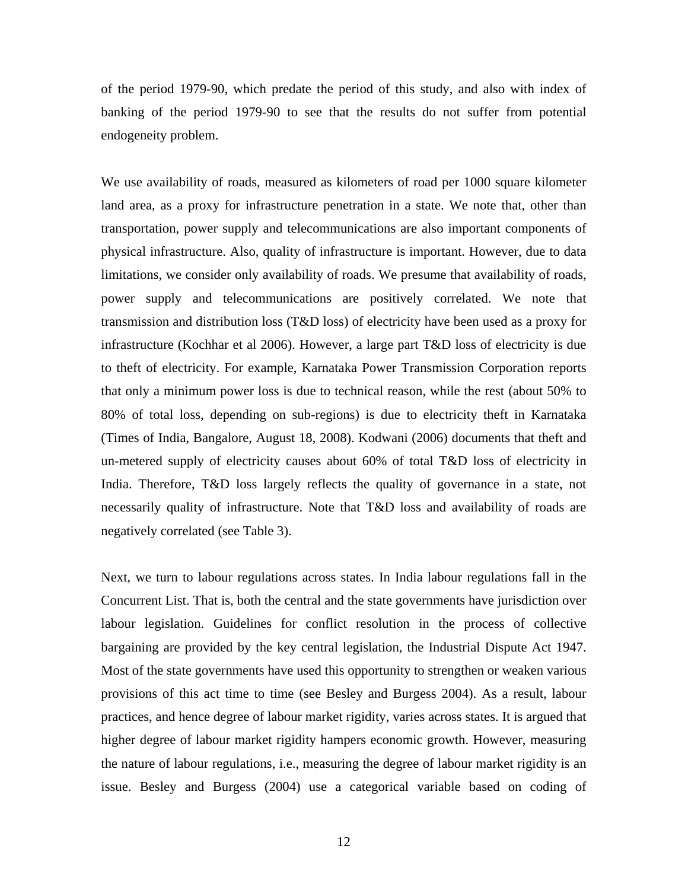of the period 1979-90, which predate the period of this study, and also with index of banking of the period 1979-90 to see that the results do not suffer from potential endogeneity problem.

We use availability of roads, measured as kilometers of road per 1000 square kilometer land area, as a proxy for infrastructure penetration in a state. We note that, other than transportation, power supply and telecommunications are also important components of physical infrastructure. Also, quality of infrastructure is important. However, due to data limitations, we consider only availability of roads. We presume that availability of roads, power supply and telecommunications are positively correlated. We note that transmission and distribution loss (T&D loss) of electricity have been used as a proxy for infrastructure (Kochhar et al 2006). However, a large part T&D loss of electricity is due to theft of electricity. For example, Karnataka Power Transmission Corporation reports that only a minimum power loss is due to technical reason, while the rest (about 50% to 80% of total loss, depending on sub-regions) is due to electricity theft in Karnataka (Times of India, Bangalore, August 18, 2008). Kodwani (2006) documents that theft and un-metered supply of electricity causes about 60% of total T&D loss of electricity in India. Therefore, T&D loss largely reflects the quality of governance in a state, not necessarily quality of infrastructure. Note that T&D loss and availability of roads are negatively correlated (see Table 3).

Next, we turn to labour regulations across states. In India labour regulations fall in the Concurrent List. That is, both the central and the state governments have jurisdiction over labour legislation. Guidelines for conflict resolution in the process of collective bargaining are provided by the key central legislation, the Industrial Dispute Act 1947. Most of the state governments have used this opportunity to strengthen or weaken various provisions of this act time to time (see Besley and Burgess 2004). As a result, labour practices, and hence degree of labour market rigidity, varies across states. It is argued that higher degree of labour market rigidity hampers economic growth. However, measuring the nature of labour regulations, i.e., measuring the degree of labour market rigidity is an issue. Besley and Burgess (2004) use a categorical variable based on coding of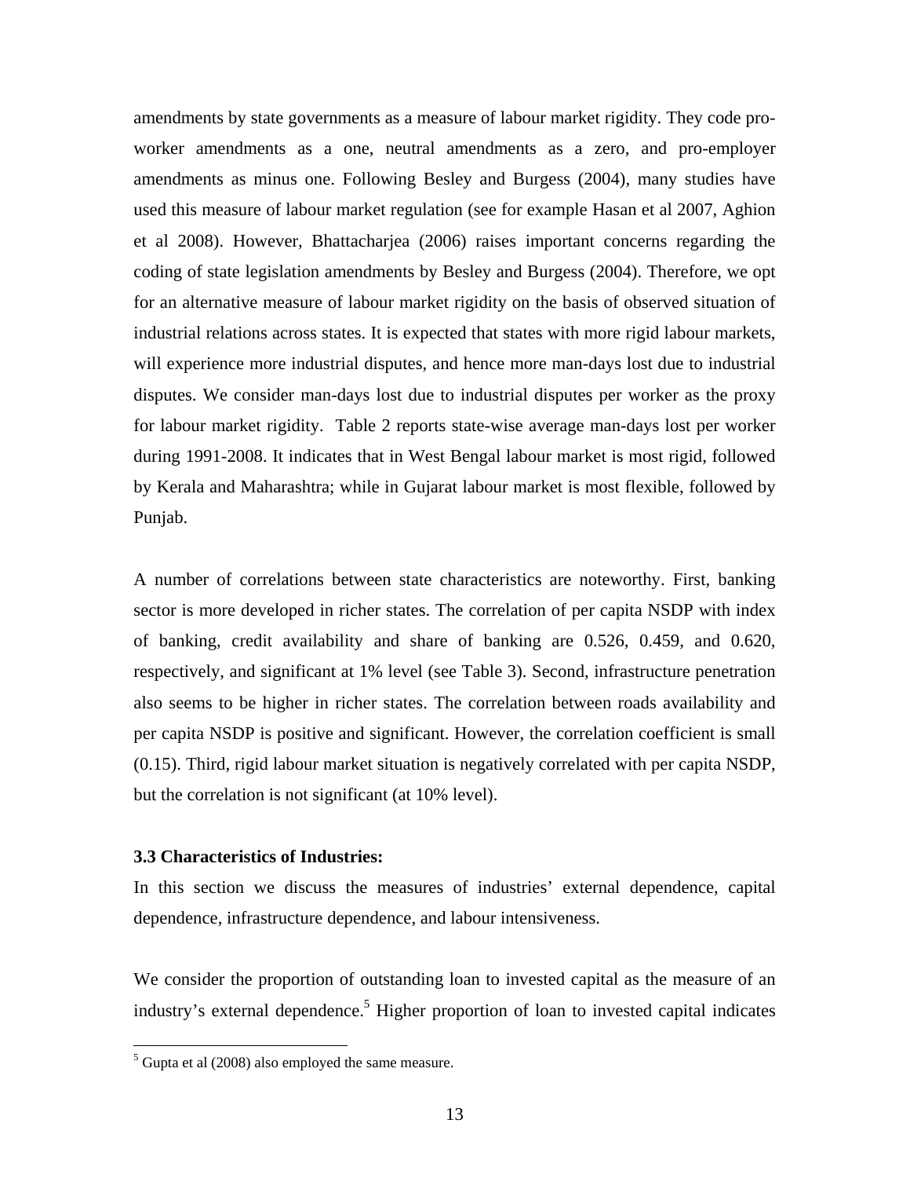amendments by state governments as a measure of labour market rigidity. They code pro-worker amendments as a one, neutral amendments as a zero, and pro-employer amendments as minus one. Following Besley and Burgess (2004), many studies have used this measure of labour market regulation (see for example Hasan et al 2007, Aghion et al 2008). However, Bhattacharjea (2006) raises important concerns regarding the coding of state legislation amendments by Besley and Burgess (2004). Therefore, we opt for an alternative measure of labour market rigidity on the basis of observed situation of industrial relations across states. It is expected that states with more rigid labour markets, will experience more industrial disputes, and hence more man-days lost due to industrial disputes. We consider man-days lost due to industrial disputes per worker as the proxy for labour market rigidity. Table 2 reports state-wise average man-days lost per worker during 1991-2008. It indicates that in West Bengal labour market is most rigid, followed by Kerala and Maharashtra; while in Gujarat labour market is most flexible, followed by Punjab.

A number of correlations between state characteristics are noteworthy. First, banking sector is more developed in richer states. The correlation of per capita NSDP with index of banking, credit availability and share of banking are 0.526, 0.459, and 0.620, respectively, and significant at 1% level (see Table 3). Second, infrastructure penetration also seems to be higher in richer states. The correlation between roads availability and per capita NSDP is positive and significant. However, the correlation coefficient is small (0.15). Third, rigid labour market situation is negatively correlated with per capita NSDP, but the correlation is not significant (at 10% level).

### 3.3 Characteristics of Industries:

In this section we discuss the measures of industries' external dependence, capital dependence, infrastructure dependence, and labour intensiveness.

We consider the proportion of outstanding loan to invested capital as the measure of an industry's external dependence.[5] Higher proportion of loan to invested capital indicates

[5] Gupta et al (2008) also employed the same measure.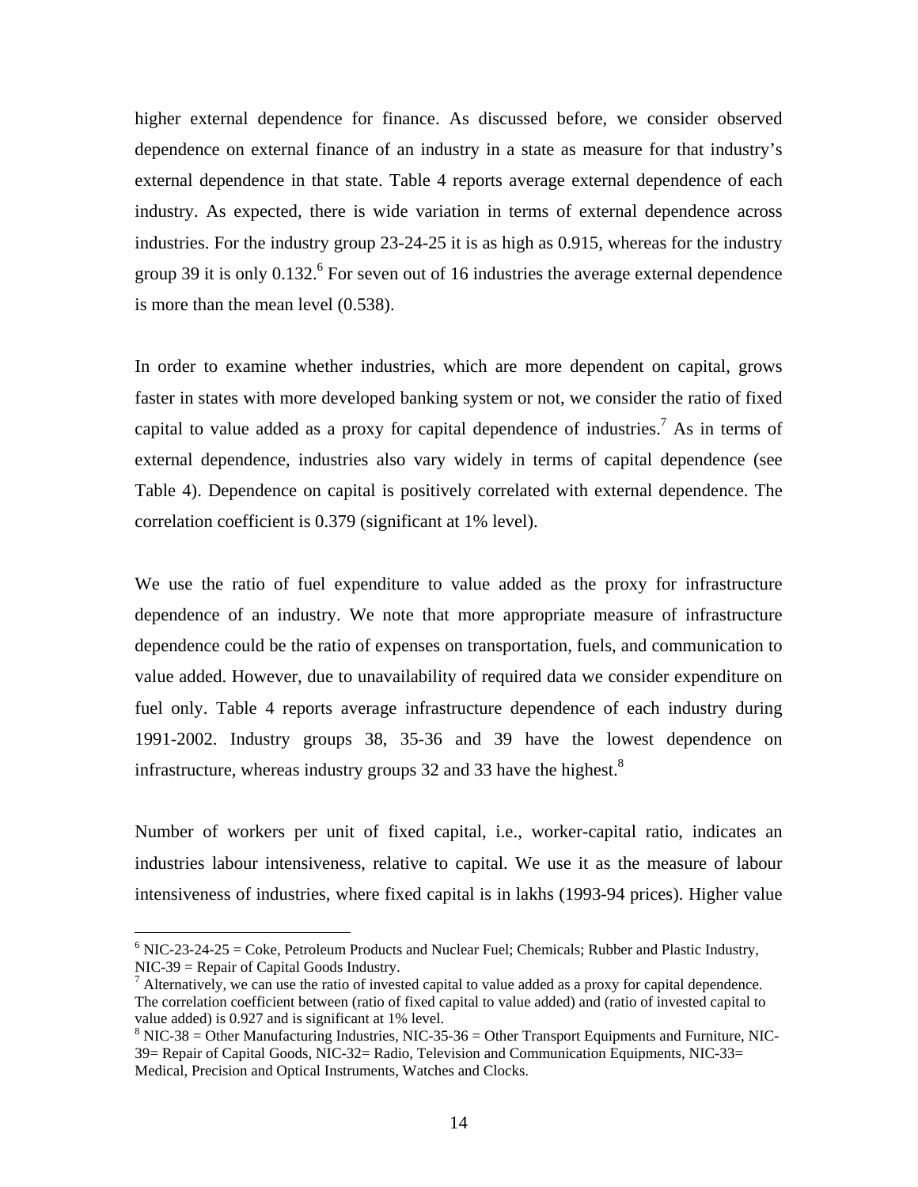higher external dependence for finance. As discussed before, we consider observed dependence on external finance of an industry in a state as measure for that industry's external dependence in that state. Table 4 reports average external dependence of each industry. As expected, there is wide variation in terms of external dependence across industries. For the industry group 23-24-25 it is as high as 0.915, whereas for the industry group 39 it is only 0.132.[6] For seven out of 16 industries the average external dependence is more than the mean level (0.538).

In order to examine whether industries, which are more dependent on capital, grows faster in states with more developed banking system or not, we consider the ratio of fixed capital to value added as a proxy for capital dependence of industries.[7] As in terms of external dependence, industries also vary widely in terms of capital dependence (see Table 4). Dependence on capital is positively correlated with external dependence. The correlation coefficient is 0.379 (significant at 1% level).

We use the ratio of fuel expenditure to value added as the proxy for infrastructure dependence of an industry. We note that more appropriate measure of infrastructure dependence could be the ratio of expenses on transportation, fuels, and communication to value added. However, due to unavailability of required data we consider expenditure on fuel only. Table 4 reports average infrastructure dependence of each industry during 1991-2002. Industry groups 38, 35-36 and 39 have the lowest dependence on infrastructure, whereas industry groups 32 and 33 have the highest.[8]

Number of workers per unit of fixed capital, i.e., worker-capital ratio, indicates an industries labour intensiveness, relative to capital. We use it as the measure of labour intensiveness of industries, where fixed capital is in lakhs (1993-94 prices). Higher value

---

[6] NIC-23-24-25 = Coke, Petroleum Products and Nuclear Fuel; Chemicals; Rubber and Plastic Industry, NIC-39 = Repair of Capital Goods Industry.

[7] Alternatively, we can use the ratio of invested capital to value added as a proxy for capital dependence. The correlation coefficient between (ratio of fixed capital to value added) and (ratio of invested capital to value added) is 0.927 and is significant at 1% level.

[8] NIC-38 = Other Manufacturing Industries, NIC-35-36 = Other Transport Equipments and Furniture, NIC-39= Repair of Capital Goods, NIC-32= Radio, Television and Communication Equipments, NIC-33= Medical, Precision and Optical Instruments, Watches and Clocks.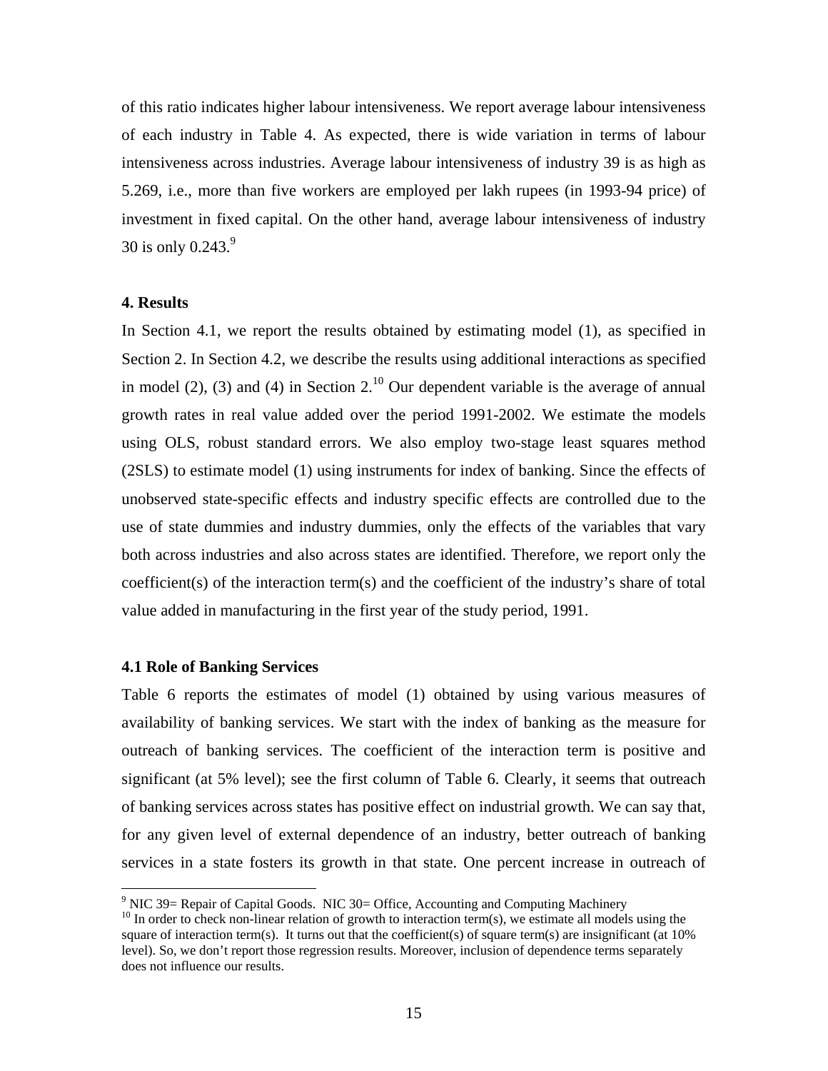of this ratio indicates higher labour intensiveness. We report average labour intensiveness of each industry in Table 4. As expected, there is wide variation in terms of labour intensiveness across industries. Average labour intensiveness of industry 39 is as high as 5.269, i.e., more than five workers are employed per lakh rupees (in 1993-94 price) of investment in fixed capital. On the other hand, average labour intensiveness of industry 30 is only 0.243.[9]

## 4. Results

In Section 4.1, we report the results obtained by estimating model (1), as specified in Section 2. In Section 4.2, we describe the results using additional interactions as specified in model (2), (3) and (4) in Section 2.[10] Our dependent variable is the average of annual growth rates in real value added over the period 1991-2002. We estimate the models using OLS, robust standard errors. We also employ two-stage least squares method (2SLS) to estimate model (1) using instruments for index of banking. Since the effects of unobserved state-specific effects and industry specific effects are controlled due to the use of state dummies and industry dummies, only the effects of the variables that vary both across industries and also across states are identified. Therefore, we report only the coefficient(s) of the interaction term(s) and the coefficient of the industry's share of total value added in manufacturing in the first year of the study period, 1991.

### 4.1 Role of Banking Services

Table 6 reports the estimates of model (1) obtained by using various measures of availability of banking services. We start with the index of banking as the measure for outreach of banking services. The coefficient of the interaction term is positive and significant (at 5% level); see the first column of Table 6. Clearly, it seems that outreach of banking services across states has positive effect on industrial growth. We can say that, for any given level of external dependence of an industry, better outreach of banking services in a state fosters its growth in that state. One percent increase in outreach of

---

[9] NIC 39= Repair of Capital Goods. NIC 30= Office, Accounting and Computing Machinery

[10] In order to check non-linear relation of growth to interaction term(s), we estimate all models using the square of interaction term(s). It turns out that the coefficient(s) of square term(s) are insignificant (at 10% level). So, we don't report those regression results. Moreover, inclusion of dependence terms separately does not influence our results.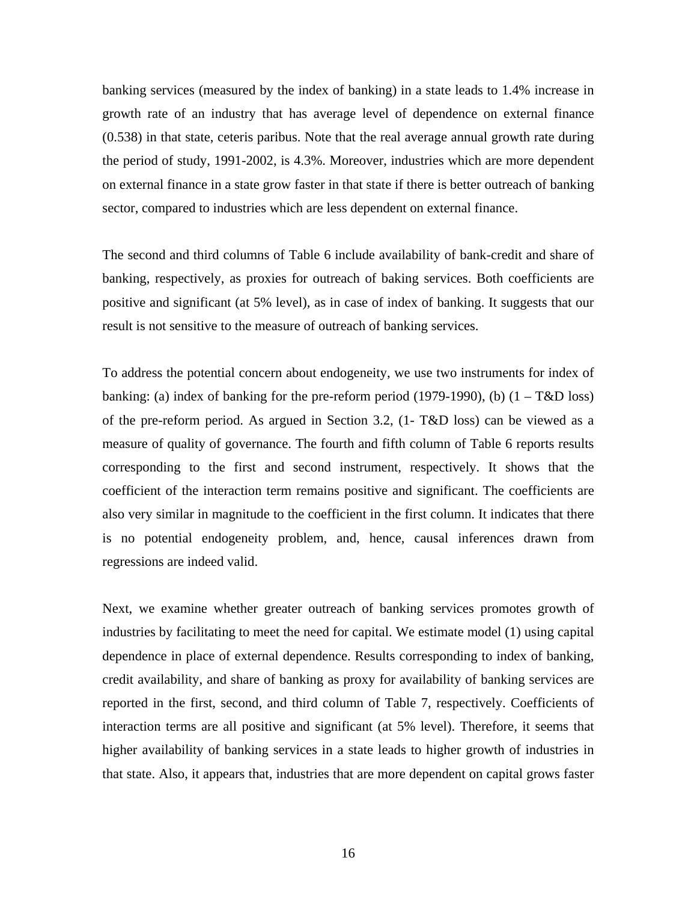banking services (measured by the index of banking) in a state leads to 1.4% increase in growth rate of an industry that has average level of dependence on external finance (0.538) in that state, ceteris paribus. Note that the real average annual growth rate during the period of study, 1991-2002, is 4.3%. Moreover, industries which are more dependent on external finance in a state grow faster in that state if there is better outreach of banking sector, compared to industries which are less dependent on external finance.

The second and third columns of Table 6 include availability of bank-credit and share of banking, respectively, as proxies for outreach of baking services. Both coefficients are positive and significant (at 5% level), as in case of index of banking. It suggests that our result is not sensitive to the measure of outreach of banking services.

To address the potential concern about endogeneity, we use two instruments for index of banking: (a) index of banking for the pre-reform period (1979-1990), (b) (1 – T&D loss) of the pre-reform period. As argued in Section 3.2, (1- T&D loss) can be viewed as a measure of quality of governance. The fourth and fifth column of Table 6 reports results corresponding to the first and second instrument, respectively. It shows that the coefficient of the interaction term remains positive and significant. The coefficients are also very similar in magnitude to the coefficient in the first column. It indicates that there is no potential endogeneity problem, and, hence, causal inferences drawn from regressions are indeed valid.

Next, we examine whether greater outreach of banking services promotes growth of industries by facilitating to meet the need for capital. We estimate model (1) using capital dependence in place of external dependence. Results corresponding to index of banking, credit availability, and share of banking as proxy for availability of banking services are reported in the first, second, and third column of Table 7, respectively. Coefficients of interaction terms are all positive and significant (at 5% level). Therefore, it seems that higher availability of banking services in a state leads to higher growth of industries in that state. Also, it appears that, industries that are more dependent on capital grows faster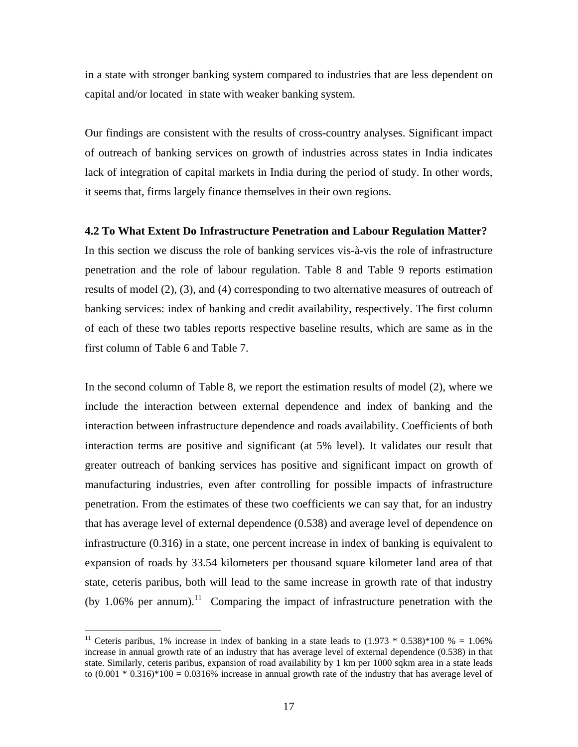in a state with stronger banking system compared to industries that are less dependent on capital and/or located in state with weaker banking system.

Our findings are consistent with the results of cross-country analyses. Significant impact of outreach of banking services on growth of industries across states in India indicates lack of integration of capital markets in India during the period of study. In other words, it seems that, firms largely finance themselves in their own regions.

**4.2 To What Extent Do Infrastructure Penetration and Labour Regulation Matter?**

In this section we discuss the role of banking services vis-à-vis the role of infrastructure penetration and the role of labour regulation. Table 8 and Table 9 reports estimation results of model (2), (3), and (4) corresponding to two alternative measures of outreach of banking services: index of banking and credit availability, respectively. The first column of each of these two tables reports respective baseline results, which are same as in the first column of Table 6 and Table 7.

In the second column of Table 8, we report the estimation results of model (2), where we include the interaction between external dependence and index of banking and the interaction between infrastructure dependence and roads availability. Coefficients of both interaction terms are positive and significant (at 5% level). It validates our result that greater outreach of banking services has positive and significant impact on growth of manufacturing industries, even after controlling for possible impacts of infrastructure penetration. From the estimates of these two coefficients we can say that, for an industry that has average level of external dependence (0.538) and average level of dependence on infrastructure (0.316) in a state, one percent increase in index of banking is equivalent to expansion of roads by 33.54 kilometers per thousand square kilometer land area of that state, ceteris paribus, both will lead to the same increase in growth rate of that industry (by 1.06% per annum).[11] Comparing the impact of infrastructure penetration with the

[11] Ceteris paribus, 1% increase in index of banking in a state leads to $(1.973 * 0.538)*100\ \% = 1.06\%$ increase in annual growth rate of an industry that has average level of external dependence (0.538) in that state. Similarly, ceteris paribus, expansion of road availability by 1 km per 1000 sqkm area in a state leads to $(0.001 * 0.316)*100 = 0.0316\%$ increase in annual growth rate of the industry that has average level of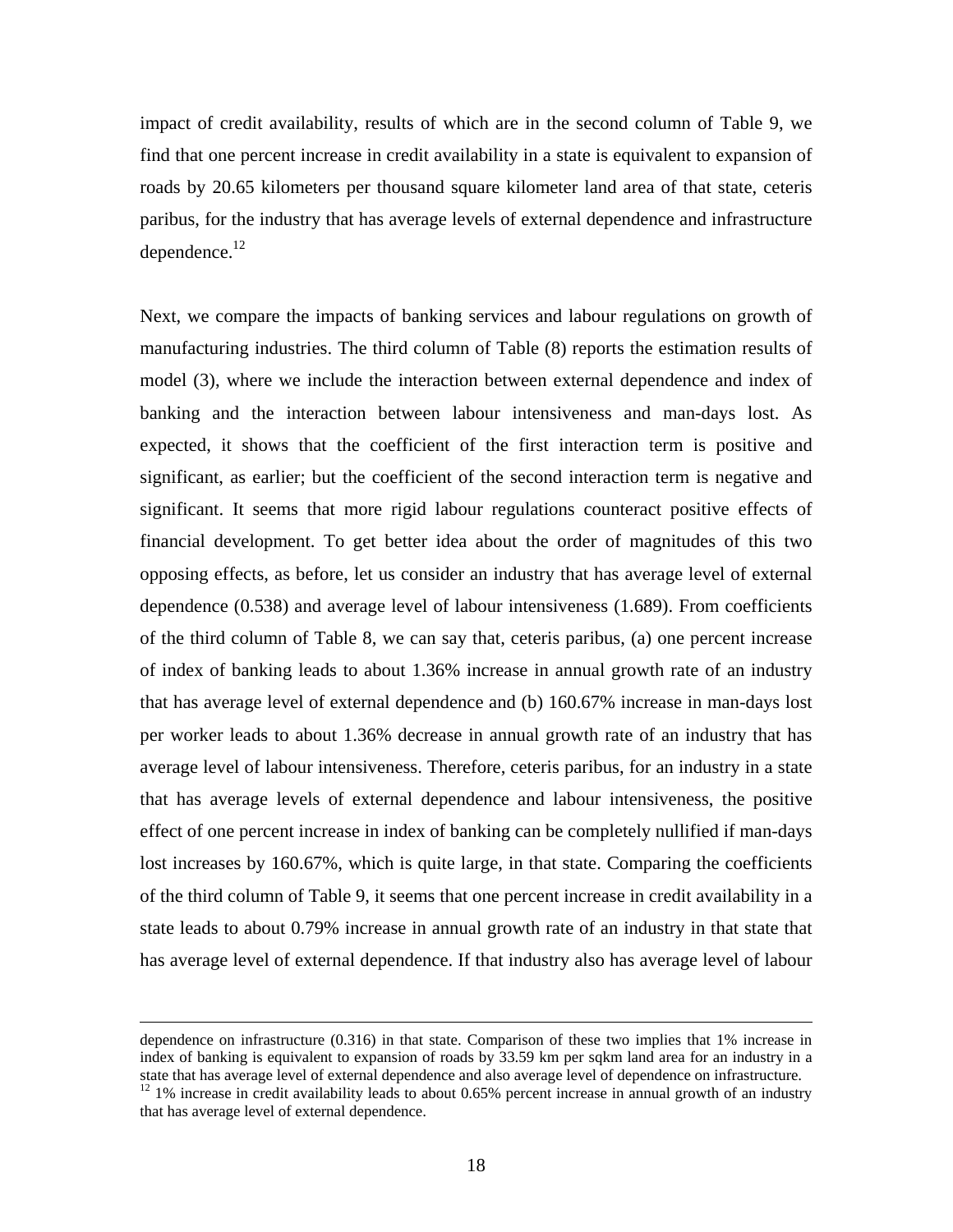impact of credit availability, results of which are in the second column of Table 9, we find that one percent increase in credit availability in a state is equivalent to expansion of roads by 20.65 kilometers per thousand square kilometer land area of that state, ceteris paribus, for the industry that has average levels of external dependence and infrastructure dependence.[12]

Next, we compare the impacts of banking services and labour regulations on growth of manufacturing industries. The third column of Table (8) reports the estimation results of model (3), where we include the interaction between external dependence and index of banking and the interaction between labour intensiveness and man-days lost. As expected, it shows that the coefficient of the first interaction term is positive and significant, as earlier; but the coefficient of the second interaction term is negative and significant. It seems that more rigid labour regulations counteract positive effects of financial development. To get better idea about the order of magnitudes of this two opposing effects, as before, let us consider an industry that has average level of external dependence (0.538) and average level of labour intensiveness (1.689). From coefficients of the third column of Table 8, we can say that, ceteris paribus, (a) one percent increase of index of banking leads to about 1.36% increase in annual growth rate of an industry that has average level of external dependence and (b) 160.67% increase in man-days lost per worker leads to about 1.36% decrease in annual growth rate of an industry that has average level of labour intensiveness. Therefore, ceteris paribus, for an industry in a state that has average levels of external dependence and labour intensiveness, the positive effect of one percent increase in index of banking can be completely nullified if man-days lost increases by 160.67%, which is quite large, in that state. Comparing the coefficients of the third column of Table 9, it seems that one percent increase in credit availability in a state leads to about 0.79% increase in annual growth rate of an industry in that state that has average level of external dependence. If that industry also has average level of labour

---

dependence on infrastructure (0.316) in that state. Comparison of these two implies that 1% increase in index of banking is equivalent to expansion of roads by 33.59 km per sqkm land area for an industry in a state that has average level of external dependence and also average level of dependence on infrastructure.

[12] 1% increase in credit availability leads to about 0.65% percent increase in annual growth of an industry that has average level of external dependence.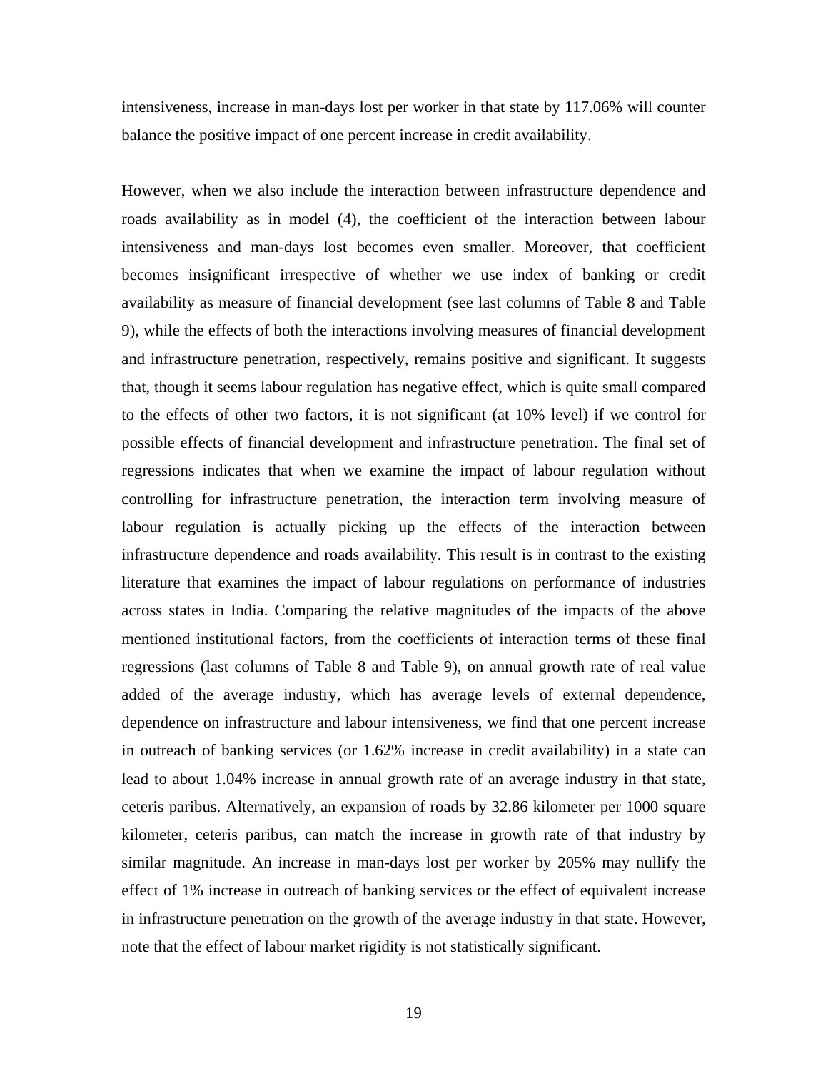intensiveness, increase in man-days lost per worker in that state by 117.06% will counter balance the positive impact of one percent increase in credit availability.

However, when we also include the interaction between infrastructure dependence and roads availability as in model (4), the coefficient of the interaction between labour intensiveness and man-days lost becomes even smaller. Moreover, that coefficient becomes insignificant irrespective of whether we use index of banking or credit availability as measure of financial development (see last columns of Table 8 and Table 9), while the effects of both the interactions involving measures of financial development and infrastructure penetration, respectively, remains positive and significant. It suggests that, though it seems labour regulation has negative effect, which is quite small compared to the effects of other two factors, it is not significant (at 10% level) if we control for possible effects of financial development and infrastructure penetration. The final set of regressions indicates that when we examine the impact of labour regulation without controlling for infrastructure penetration, the interaction term involving measure of labour regulation is actually picking up the effects of the interaction between infrastructure dependence and roads availability. This result is in contrast to the existing literature that examines the impact of labour regulations on performance of industries across states in India. Comparing the relative magnitudes of the impacts of the above mentioned institutional factors, from the coefficients of interaction terms of these final regressions (last columns of Table 8 and Table 9), on annual growth rate of real value added of the average industry, which has average levels of external dependence, dependence on infrastructure and labour intensiveness, we find that one percent increase in outreach of banking services (or 1.62% increase in credit availability) in a state can lead to about 1.04% increase in annual growth rate of an average industry in that state, ceteris paribus. Alternatively, an expansion of roads by 32.86 kilometer per 1000 square kilometer, ceteris paribus, can match the increase in growth rate of that industry by similar magnitude. An increase in man-days lost per worker by 205% may nullify the effect of 1% increase in outreach of banking services or the effect of equivalent increase in infrastructure penetration on the growth of the average industry in that state. However, note that the effect of labour market rigidity is not statistically significant.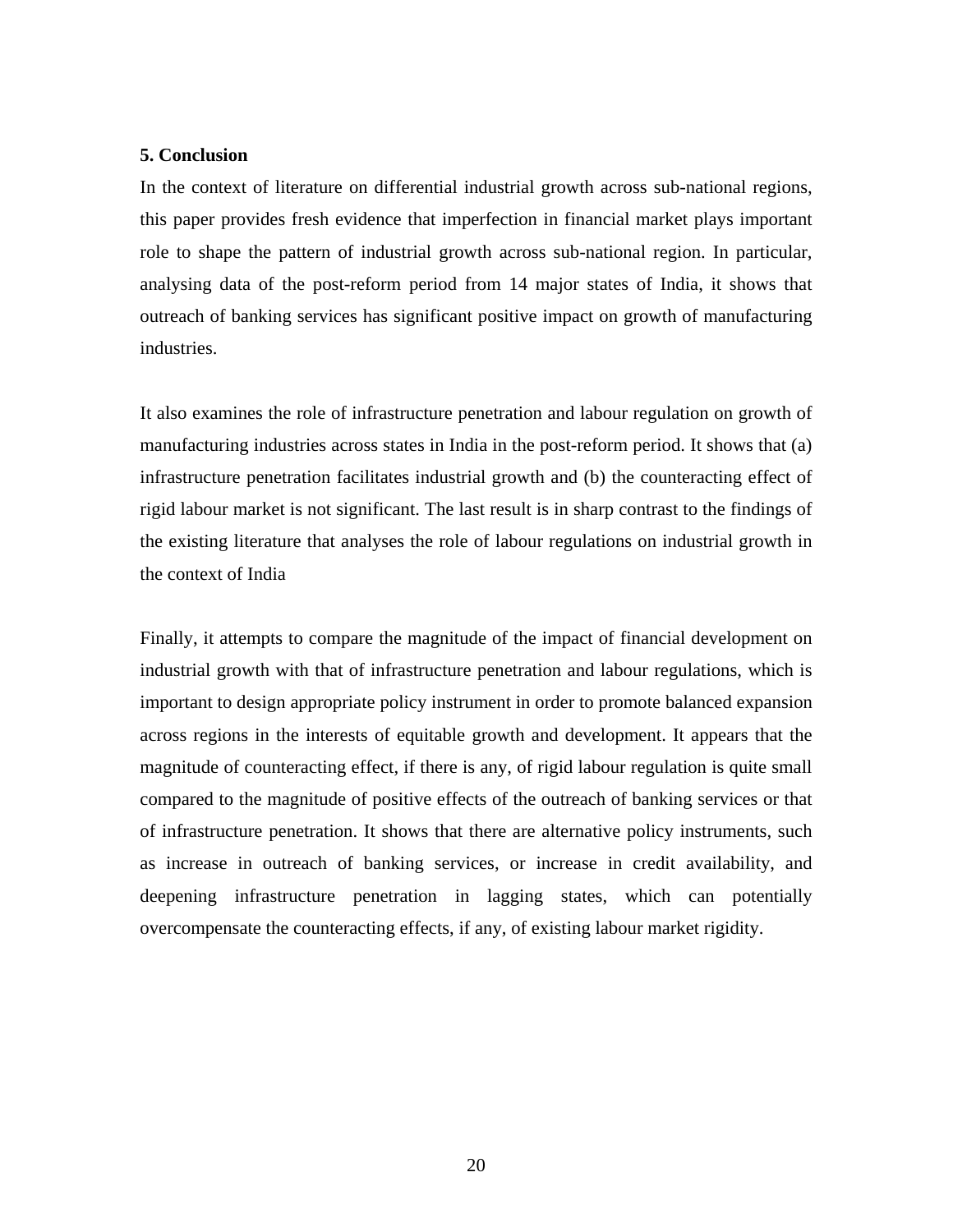## 5. Conclusion

In the context of literature on differential industrial growth across sub-national regions, this paper provides fresh evidence that imperfection in financial market plays important role to shape the pattern of industrial growth across sub-national region. In particular, analysing data of the post-reform period from 14 major states of India, it shows that outreach of banking services has significant positive impact on growth of manufacturing industries.

It also examines the role of infrastructure penetration and labour regulation on growth of manufacturing industries across states in India in the post-reform period. It shows that (a) infrastructure penetration facilitates industrial growth and (b) the counteracting effect of rigid labour market is not significant. The last result is in sharp contrast to the findings of the existing literature that analyses the role of labour regulations on industrial growth in the context of India

Finally, it attempts to compare the magnitude of the impact of financial development on industrial growth with that of infrastructure penetration and labour regulations, which is important to design appropriate policy instrument in order to promote balanced expansion across regions in the interests of equitable growth and development. It appears that the magnitude of counteracting effect, if there is any, of rigid labour regulation is quite small compared to the magnitude of positive effects of the outreach of banking services or that of infrastructure penetration. It shows that there are alternative policy instruments, such as increase in outreach of banking services, or increase in credit availability, and deepening infrastructure penetration in lagging states, which can potentially overcompensate the counteracting effects, if any, of existing labour market rigidity.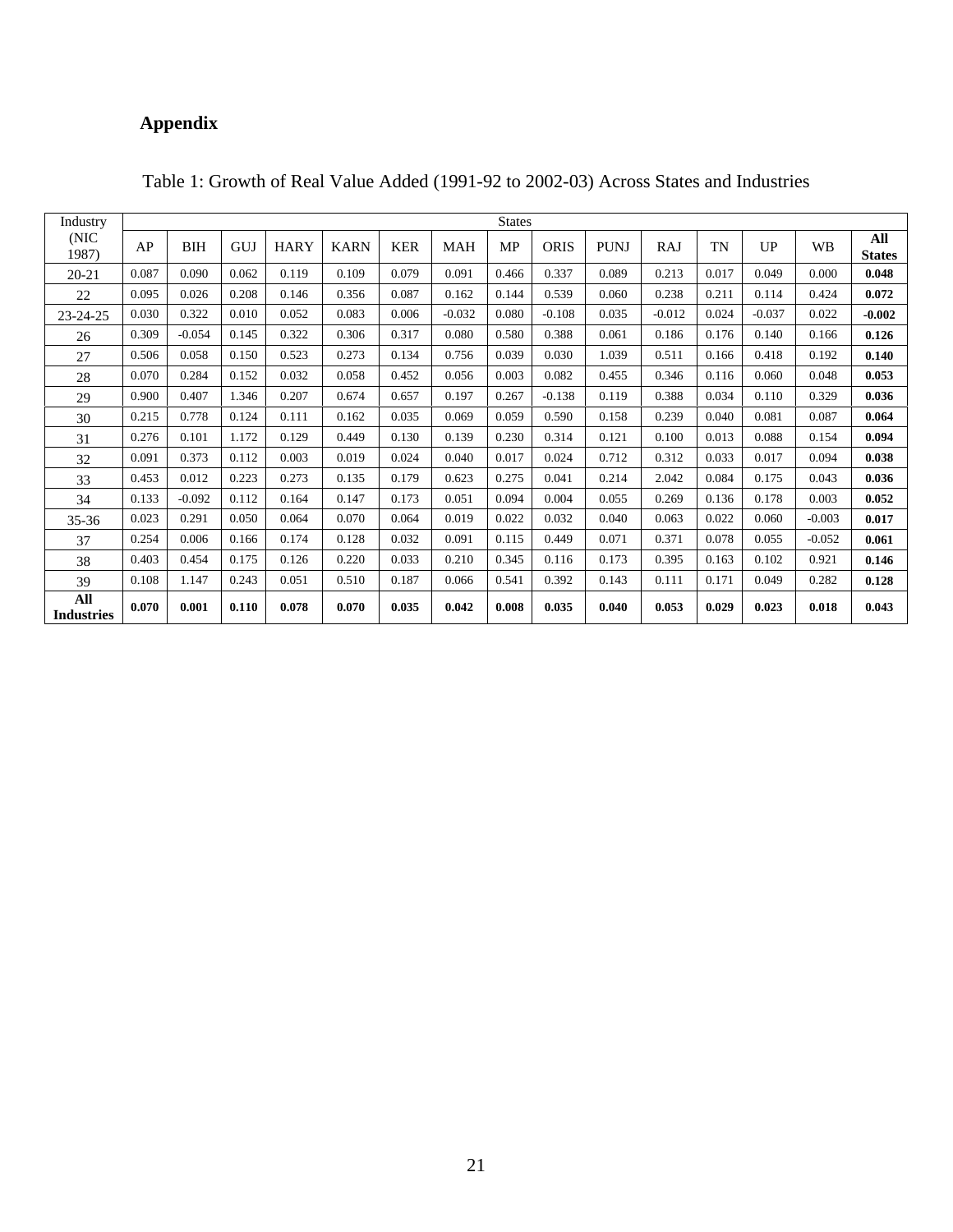## Appendix

Table 1: Growth of Real Value Added (1991-92 to 2002-03) Across States and Industries

| Industry (NIC 1987) | States | | | | | | | | | | | | | | |
|---|---|---|---|---|---|---|---|---|---|---|---|---|---|---|---|
| | AP | BIH | GUJ | HARY | KARN | KER | MAH | MP | ORIS | PUNJ | RAJ | TN | UP | WB | **All States** |
| 20-21 | 0.087 | 0.090 | 0.062 | 0.119 | 0.109 | 0.079 | 0.091 | 0.466 | 0.337 | 0.089 | 0.213 | 0.017 | 0.049 | 0.000 | **0.048** |
| 22 | 0.095 | 0.026 | 0.208 | 0.146 | 0.356 | 0.087 | 0.162 | 0.144 | 0.539 | 0.060 | 0.238 | 0.211 | 0.114 | 0.424 | **0.072** |
| 23-24-25 | 0.030 | 0.322 | 0.010 | 0.052 | 0.083 | 0.006 | -0.032 | 0.080 | -0.108 | 0.035 | -0.012 | 0.024 | -0.037 | 0.022 | **-0.002** |
| 26 | 0.309 | -0.054 | 0.145 | 0.322 | 0.306 | 0.317 | 0.080 | 0.580 | 0.388 | 0.061 | 0.186 | 0.176 | 0.140 | 0.166 | **0.126** |
| 27 | 0.506 | 0.058 | 0.150 | 0.523 | 0.273 | 0.134 | 0.756 | 0.039 | 0.030 | 1.039 | 0.511 | 0.166 | 0.418 | 0.192 | **0.140** |
| 28 | 0.070 | 0.284 | 0.152 | 0.032 | 0.058 | 0.452 | 0.056 | 0.003 | 0.082 | 0.455 | 0.346 | 0.116 | 0.060 | 0.048 | **0.053** |
| 29 | 0.900 | 0.407 | 1.346 | 0.207 | 0.674 | 0.657 | 0.197 | 0.267 | -0.138 | 0.119 | 0.388 | 0.034 | 0.110 | 0.329 | **0.036** |
| 30 | 0.215 | 0.778 | 0.124 | 0.111 | 0.162 | 0.035 | 0.069 | 0.059 | 0.590 | 0.158 | 0.239 | 0.040 | 0.081 | 0.087 | **0.064** |
| 31 | 0.276 | 0.101 | 1.172 | 0.129 | 0.449 | 0.130 | 0.139 | 0.230 | 0.314 | 0.121 | 0.100 | 0.013 | 0.088 | 0.154 | **0.094** |
| 32 | 0.091 | 0.373 | 0.112 | 0.003 | 0.019 | 0.024 | 0.040 | 0.017 | 0.024 | 0.712 | 0.312 | 0.033 | 0.017 | 0.094 | **0.038** |
| 33 | 0.453 | 0.012 | 0.223 | 0.273 | 0.135 | 0.179 | 0.623 | 0.275 | 0.041 | 0.214 | 2.042 | 0.084 | 0.175 | 0.043 | **0.036** |
| 34 | 0.133 | -0.092 | 0.112 | 0.164 | 0.147 | 0.173 | 0.051 | 0.094 | 0.004 | 0.055 | 0.269 | 0.136 | 0.178 | 0.003 | **0.052** |
| 35-36 | 0.023 | 0.291 | 0.050 | 0.064 | 0.070 | 0.064 | 0.019 | 0.022 | 0.032 | 0.040 | 0.063 | 0.022 | 0.060 | -0.003 | **0.017** |
| 37 | 0.254 | 0.006 | 0.166 | 0.174 | 0.128 | 0.032 | 0.091 | 0.115 | 0.449 | 0.071 | 0.371 | 0.078 | 0.055 | -0.052 | **0.061** |
| 38 | 0.403 | 0.454 | 0.175 | 0.126 | 0.220 | 0.033 | 0.210 | 0.345 | 0.116 | 0.173 | 0.395 | 0.163 | 0.102 | 0.921 | **0.146** |
| 39 | 0.108 | 1.147 | 0.243 | 0.051 | 0.510 | 0.187 | 0.066 | 0.541 | 0.392 | 0.143 | 0.111 | 0.171 | 0.049 | 0.282 | **0.128** |
| **All Industries** | **0.070** | **0.001** | **0.110** | **0.078** | **0.070** | **0.035** | **0.042** | **0.008** | **0.035** | **0.040** | **0.053** | **0.029** | **0.023** | **0.018** | **0.043** |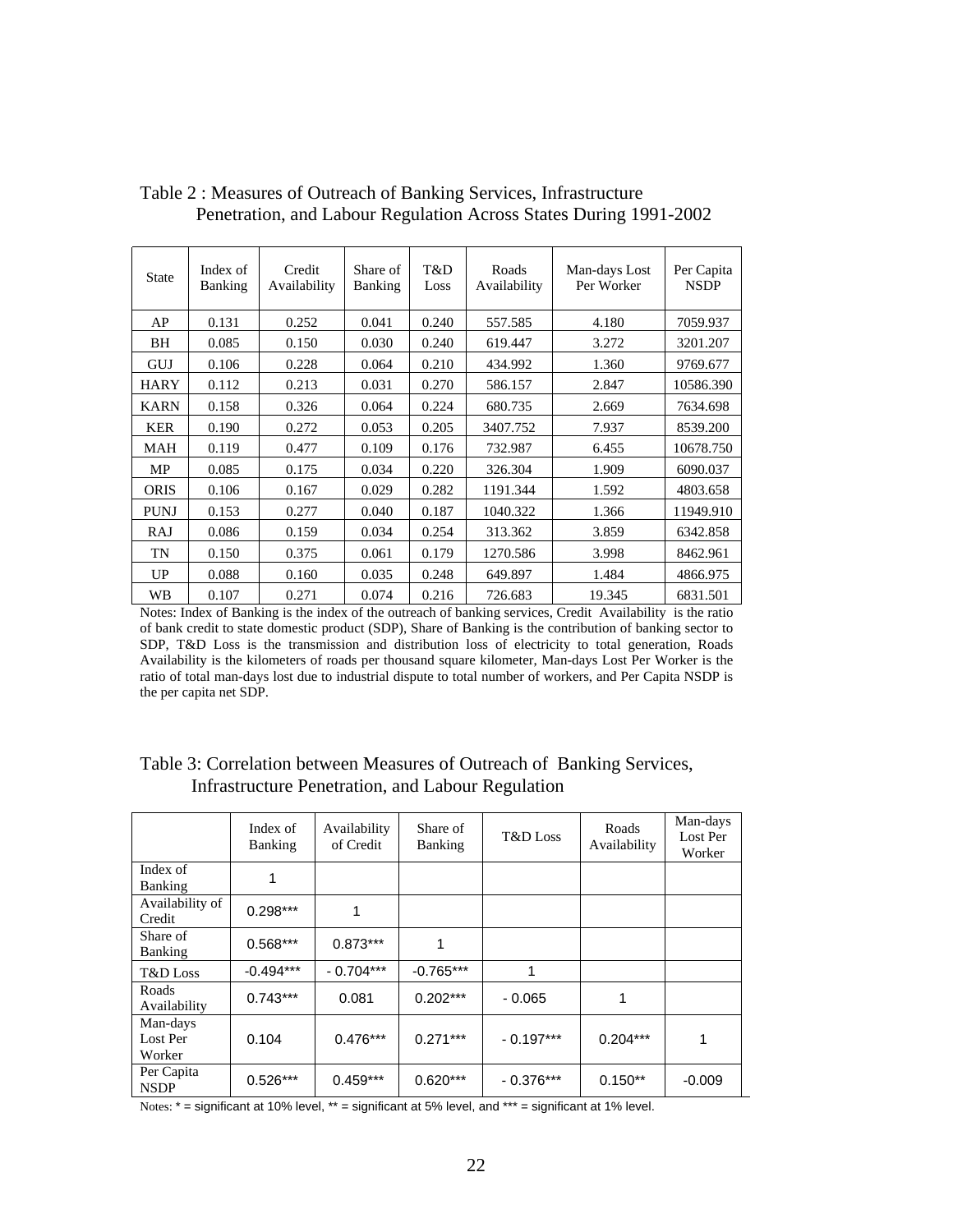Table 2 : Measures of Outreach of Banking Services, Infrastructure Penetration, and Labour Regulation Across States During 1991-2002

| State | Index of Banking | Credit Availability | Share of Banking | T&D Loss | Roads Availability | Man-days Lost Per Worker | Per Capita NSDP |
|---|---|---|---|---|---|---|---|
| AP | 0.131 | 0.252 | 0.041 | 0.240 | 557.585 | 4.180 | 7059.937 |
| BH | 0.085 | 0.150 | 0.030 | 0.240 | 619.447 | 3.272 | 3201.207 |
| GUJ | 0.106 | 0.228 | 0.064 | 0.210 | 434.992 | 1.360 | 9769.677 |
| HARY | 0.112 | 0.213 | 0.031 | 0.270 | 586.157 | 2.847 | 10586.390 |
| KARN | 0.158 | 0.326 | 0.064 | 0.224 | 680.735 | 2.669 | 7634.698 |
| KER | 0.190 | 0.272 | 0.053 | 0.205 | 3407.752 | 7.937 | 8539.200 |
| MAH | 0.119 | 0.477 | 0.109 | 0.176 | 732.987 | 6.455 | 10678.750 |
| MP | 0.085 | 0.175 | 0.034 | 0.220 | 326.304 | 1.909 | 6090.037 |
| ORIS | 0.106 | 0.167 | 0.029 | 0.282 | 1191.344 | 1.592 | 4803.658 |
| PUNJ | 0.153 | 0.277 | 0.040 | 0.187 | 1040.322 | 1.366 | 11949.910 |
| RAJ | 0.086 | 0.159 | 0.034 | 0.254 | 313.362 | 3.859 | 6342.858 |
| TN | 0.150 | 0.375 | 0.061 | 0.179 | 1270.586 | 3.998 | 8462.961 |
| UP | 0.088 | 0.160 | 0.035 | 0.248 | 649.897 | 1.484 | 4866.975 |
| WB | 0.107 | 0.271 | 0.074 | 0.216 | 726.683 | 19.345 | 6831.501 |

Notes: Index of Banking is the index of the outreach of banking services, Credit Availability is the ratio of bank credit to state domestic product (SDP), Share of Banking is the contribution of banking sector to SDP, T&D Loss is the transmission and distribution loss of electricity to total generation, Roads Availability is the kilometers of roads per thousand square kilometer, Man-days Lost Per Worker is the ratio of total man-days lost due to industrial dispute to total number of workers, and Per Capita NSDP is the per capita net SDP.

Table 3: Correlation between Measures of Outreach of Banking Services, Infrastructure Penetration, and Labour Regulation

| | Index of Banking | Availability of Credit | Share of Banking | T&D Loss | Roads Availability | Man-days Lost Per Worker |
|---|---|---|---|---|---|---|
| Index of Banking | 1 | | | | | |
| Availability of Credit | 0.298*** | 1 | | | | |
| Share of Banking | 0.568*** | 0.873*** | 1 | | | |
| T&D Loss | -0.494*** | - 0.704*** | -0.765*** | 1 | | |
| Roads Availability | 0.743*** | 0.081 | 0.202*** | - 0.065 | 1 | |
| Man-days Lost Per Worker | 0.104 | 0.476*** | 0.271*** | - 0.197*** | 0.204*** | 1 |
| Per Capita NSDP | 0.526*** | 0.459*** | 0.620*** | - 0.376*** | 0.150** | -0.009 |

Notes: * = significant at 10% level, ** = significant at 5% level, and *** = significant at 1% level.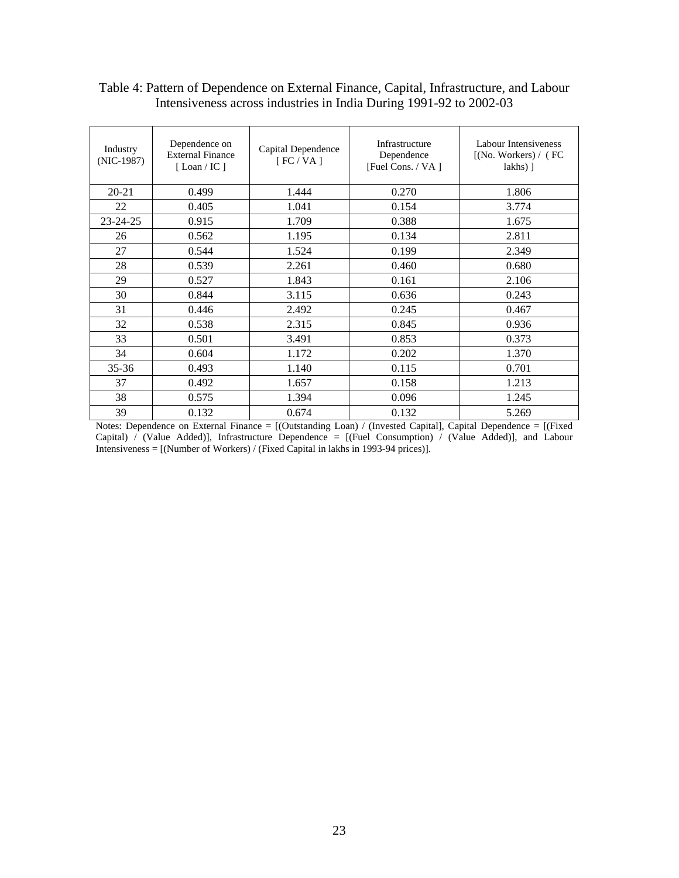Table 4: Pattern of Dependence on External Finance, Capital, Infrastructure, and Labour Intensiveness across industries in India During 1991-92 to 2002-03

| Industry (NIC-1987) | Dependence on External Finance [ Loan / IC ] | Capital Dependence [ FC / VA ] | Infrastructure Dependence [Fuel Cons. / VA ] | Labour Intensiveness [(No. Workers) / ( FC lakhs) ] |
|---|---|---|---|---|
| 20-21 | 0.499 | 1.444 | 0.270 | 1.806 |
| 22 | 0.405 | 1.041 | 0.154 | 3.774 |
| 23-24-25 | 0.915 | 1.709 | 0.388 | 1.675 |
| 26 | 0.562 | 1.195 | 0.134 | 2.811 |
| 27 | 0.544 | 1.524 | 0.199 | 2.349 |
| 28 | 0.539 | 2.261 | 0.460 | 0.680 |
| 29 | 0.527 | 1.843 | 0.161 | 2.106 |
| 30 | 0.844 | 3.115 | 0.636 | 0.243 |
| 31 | 0.446 | 2.492 | 0.245 | 0.467 |
| 32 | 0.538 | 2.315 | 0.845 | 0.936 |
| 33 | 0.501 | 3.491 | 0.853 | 0.373 |
| 34 | 0.604 | 1.172 | 0.202 | 1.370 |
| 35-36 | 0.493 | 1.140 | 0.115 | 0.701 |
| 37 | 0.492 | 1.657 | 0.158 | 1.213 |
| 38 | 0.575 | 1.394 | 0.096 | 1.245 |
| 39 | 0.132 | 0.674 | 0.132 | 5.269 |

Notes: Dependence on External Finance = [(Outstanding Loan) / (Invested Capital], Capital Dependence = [(Fixed Capital) / (Value Added)], Infrastructure Dependence = [(Fuel Consumption) / (Value Added)], and Labour Intensiveness = [(Number of Workers) / (Fixed Capital in lakhs in 1993-94 prices)].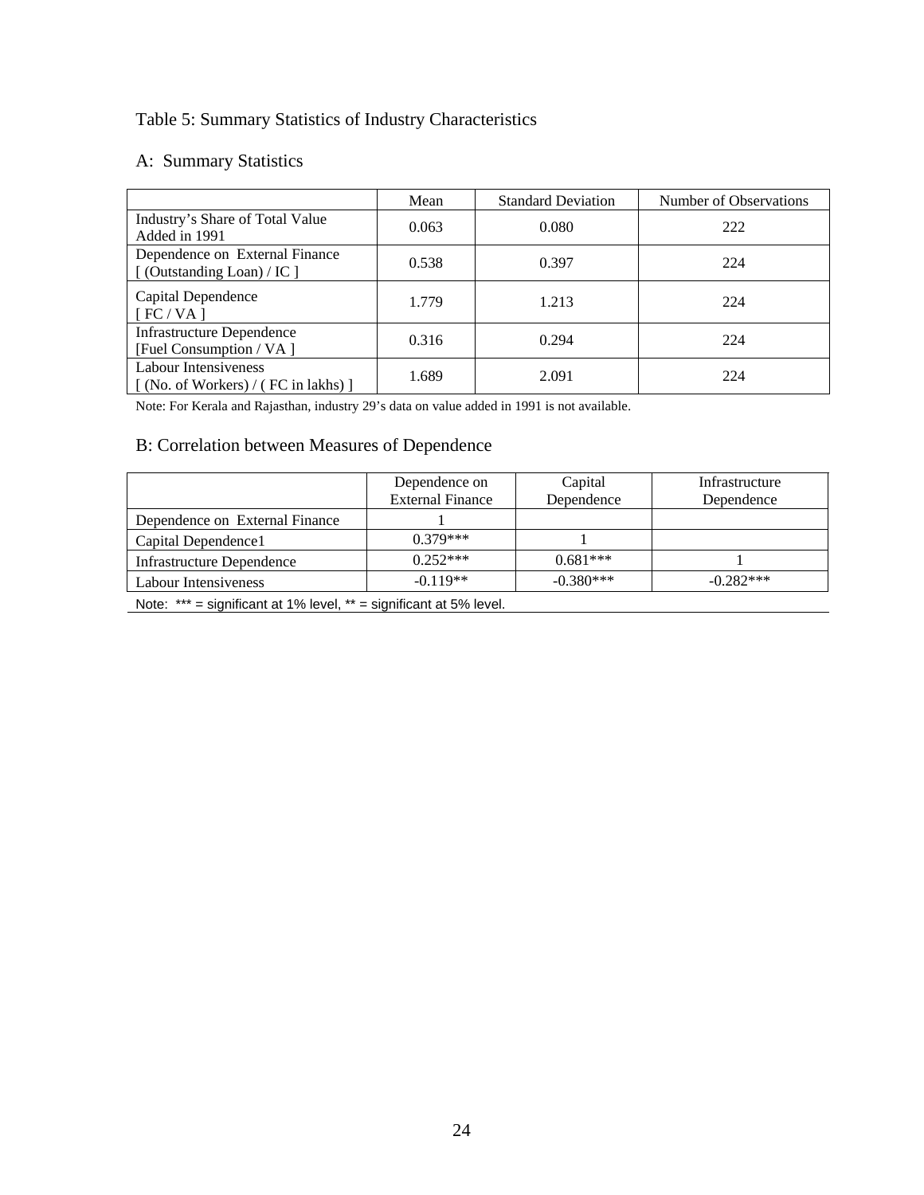Table 5: Summary Statistics of Industry Characteristics

A: Summary Statistics

| | Mean | Standard Deviation | Number of Observations |
|---|---|---|---|
| Industry's Share of Total Value Added in 1991 | 0.063 | 0.080 | 222 |
| Dependence on External Finance [ (Outstanding Loan) / IC ] | 0.538 | 0.397 | 224 |
| Capital Dependence [ FC / VA ] | 1.779 | 1.213 | 224 |
| Infrastructure Dependence [Fuel Consumption / VA ] | 0.316 | 0.294 | 224 |
| Labour Intensiveness [ (No. of Workers) / ( FC in lakhs) ] | 1.689 | 2.091 | 224 |

Note: For Kerala and Rajasthan, industry 29's data on value added in 1991 is not available.

B: Correlation between Measures of Dependence

| | Dependence on External Finance | Capital Dependence | Infrastructure Dependence |
|---|---|---|---|
| Dependence on External Finance | 1 | | |
| Capital Dependence1 | 0.379*** | 1 | |
| Infrastructure Dependence | 0.252*** | 0.681*** | 1 |
| Labour Intensiveness | -0.119** | -0.380*** | -0.282*** |

Note: *** = significant at 1% level, ** = significant at 5% level.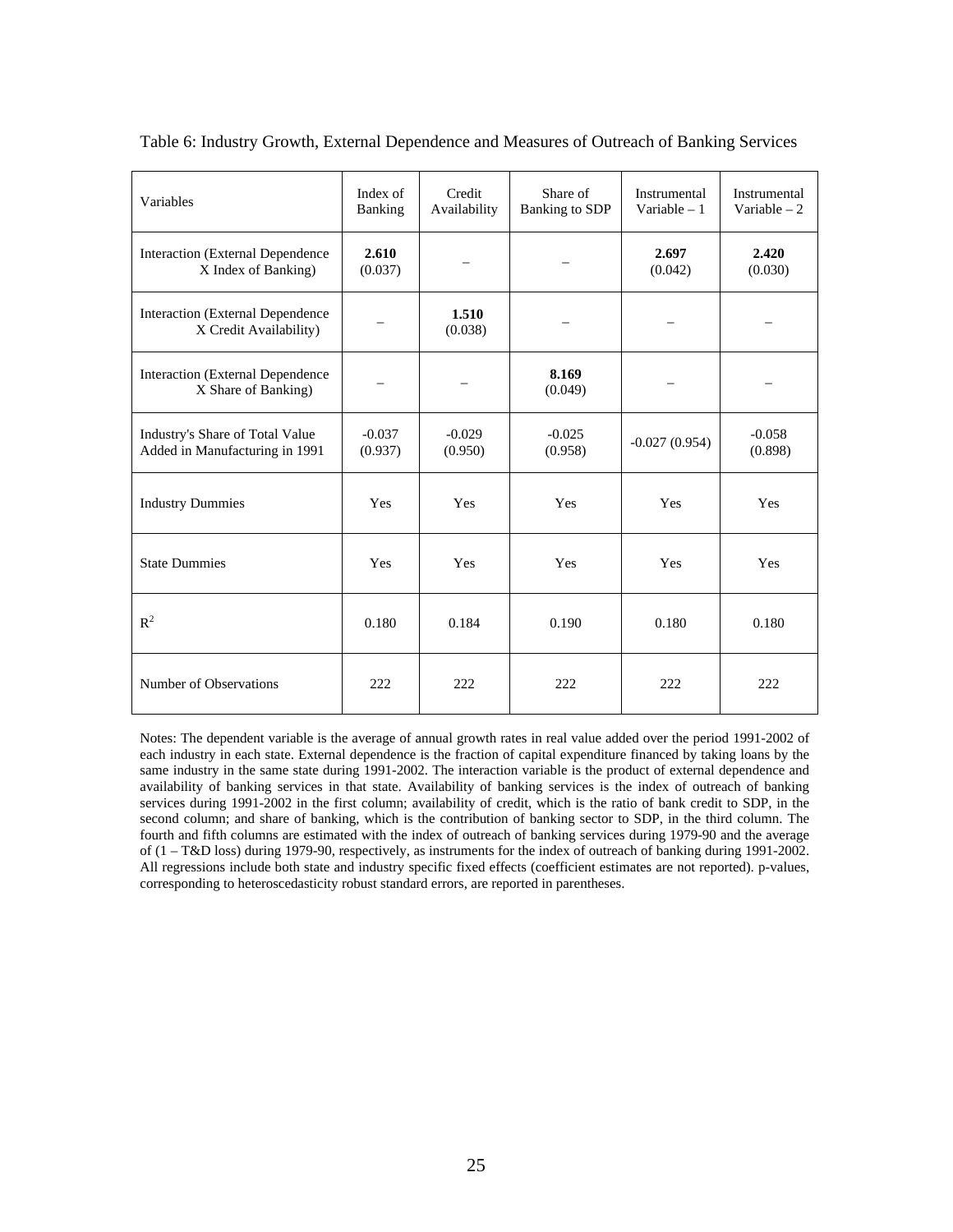Table 6: Industry Growth, External Dependence and Measures of Outreach of Banking Services

| Variables | Index of Banking | Credit Availability | Share of Banking to SDP | Instrumental Variable – 1 | Instrumental Variable – 2 |
|---|---|---|---|---|---|
| Interaction (External Dependence X Index of Banking) | **2.610** (0.037) | – | – | **2.697** (0.042) | **2.420** (0.030) |
| Interaction (External Dependence X Credit Availability) | – | **1.510** (0.038) | – | – | – |
| Interaction (External Dependence X Share of Banking) | – | – | **8.169** (0.049) | – | – |
| Industry's Share of Total Value Added in Manufacturing in 1991 | -0.037 (0.937) | -0.029 (0.950) | -0.025 (0.958) | -0.027 (0.954) | -0.058 (0.898) |
| Industry Dummies | Yes | Yes | Yes | Yes | Yes |
| State Dummies | Yes | Yes | Yes | Yes | Yes |
| $R^2$ | 0.180 | 0.184 | 0.190 | 0.180 | 0.180 |
| Number of Observations | 222 | 222 | 222 | 222 | 222 |

Notes: The dependent variable is the average of annual growth rates in real value added over the period 1991-2002 of each industry in each state. External dependence is the fraction of capital expenditure financed by taking loans by the same industry in the same state during 1991-2002. The interaction variable is the product of external dependence and availability of banking services in that state. Availability of banking services is the index of outreach of banking services during 1991-2002 in the first column; availability of credit, which is the ratio of bank credit to SDP, in the second column; and share of banking, which is the contribution of banking sector to SDP, in the third column. The fourth and fifth columns are estimated with the index of outreach of banking services during 1979-90 and the average of (1 – T&D loss) during 1979-90, respectively, as instruments for the index of outreach of banking during 1991-2002. All regressions include both state and industry specific fixed effects (coefficient estimates are not reported). p-values, corresponding to heteroscedasticity robust standard errors, are reported in parentheses.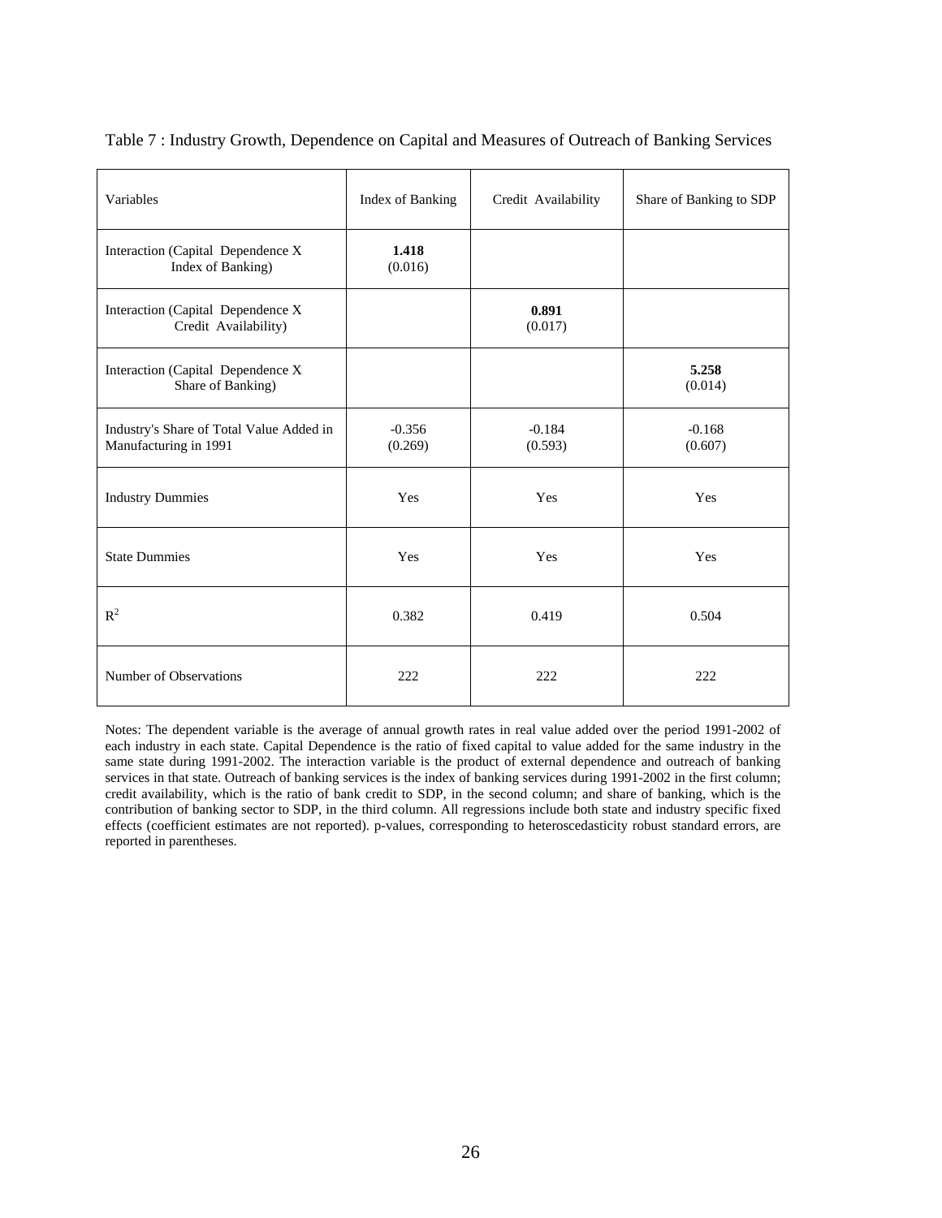Table 7 : Industry Growth, Dependence on Capital and Measures of Outreach of Banking Services

| Variables | Index of Banking | Credit Availability | Share of Banking to SDP |
|---|---|---|---|
| Interaction (Capital Dependence X Index of Banking) | **1.418** (0.016) | | |
| Interaction (Capital Dependence X Credit Availability) | | **0.891** (0.017) | |
| Interaction (Capital Dependence X Share of Banking) | | | **5.258** (0.014) |
| Industry's Share of Total Value Added in Manufacturing in 1991 | -0.356 (0.269) | -0.184 (0.593) | -0.168 (0.607) |
| Industry Dummies | Yes | Yes | Yes |
| State Dummies | Yes | Yes | Yes |
| $R^2$ | 0.382 | 0.419 | 0.504 |
| Number of Observations | 222 | 222 | 222 |

Notes: The dependent variable is the average of annual growth rates in real value added over the period 1991-2002 of each industry in each state. Capital Dependence is the ratio of fixed capital to value added for the same industry in the same state during 1991-2002. The interaction variable is the product of external dependence and outreach of banking services in that state. Outreach of banking services is the index of banking services during 1991-2002 in the first column; credit availability, which is the ratio of bank credit to SDP, in the second column; and share of banking, which is the contribution of banking sector to SDP, in the third column. All regressions include both state and industry specific fixed effects (coefficient estimates are not reported). p-values, corresponding to heteroscedasticity robust standard errors, are reported in parentheses.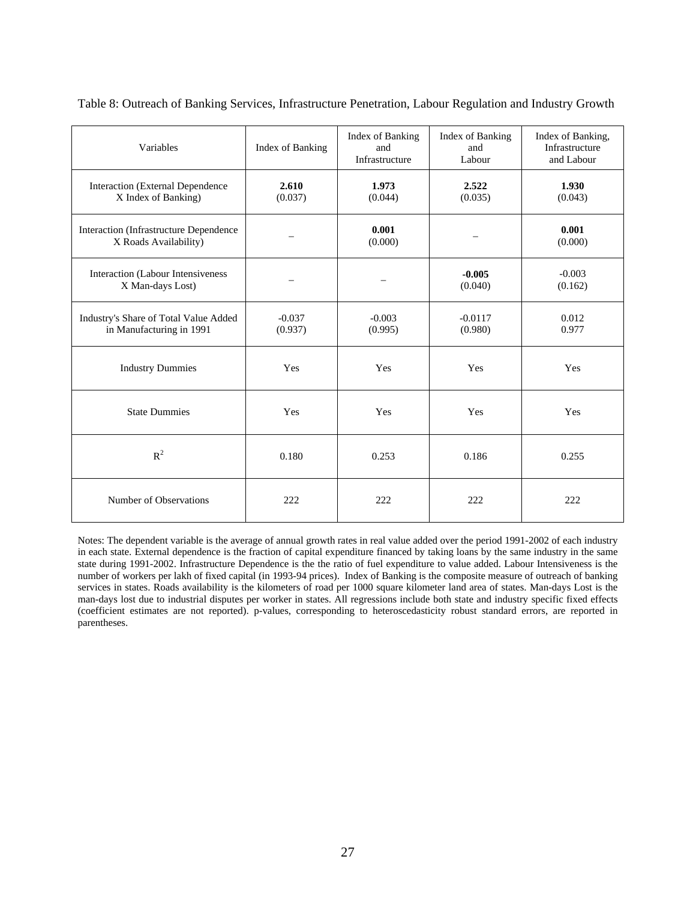Table 8: Outreach of Banking Services, Infrastructure Penetration, Labour Regulation and Industry Growth

| Variables | Index of Banking | Index of Banking and Infrastructure | Index of Banking and Labour | Index of Banking, Infrastructure and Labour |
|---|---|---|---|---|
| Interaction (External Dependence X Index of Banking) | **2.610** (0.037) | **1.973** (0.044) | **2.522** (0.035) | **1.930** (0.043) |
| Interaction (Infrastructure Dependence X Roads Availability) | – | **0.001** (0.000) | – | **0.001** (0.000) |
| Interaction (Labour Intensiveness X Man-days Lost) | – | – | **-0.005** (0.040) | -0.003 (0.162) |
| Industry's Share of Total Value Added in Manufacturing in 1991 | -0.037 (0.937) | -0.003 (0.995) | -0.0117 (0.980) | 0.012 0.977 |
| Industry Dummies | Yes | Yes | Yes | Yes |
| State Dummies | Yes | Yes | Yes | Yes |
| $R^2$ | 0.180 | 0.253 | 0.186 | 0.255 |
| Number of Observations | 222 | 222 | 222 | 222 |

Notes: The dependent variable is the average of annual growth rates in real value added over the period 1991-2002 of each industry in each state. External dependence is the fraction of capital expenditure financed by taking loans by the same industry in the same state during 1991-2002. Infrastructure Dependence is the the ratio of fuel expenditure to value added. Labour Intensiveness is the number of workers per lakh of fixed capital (in 1993-94 prices). Index of Banking is the composite measure of outreach of banking services in states. Roads availability is the kilometers of road per 1000 square kilometer land area of states. Man-days Lost is the man-days lost due to industrial disputes per worker in states. All regressions include both state and industry specific fixed effects (coefficient estimates are not reported). p-values, corresponding to heteroscedasticity robust standard errors, are reported in parentheses.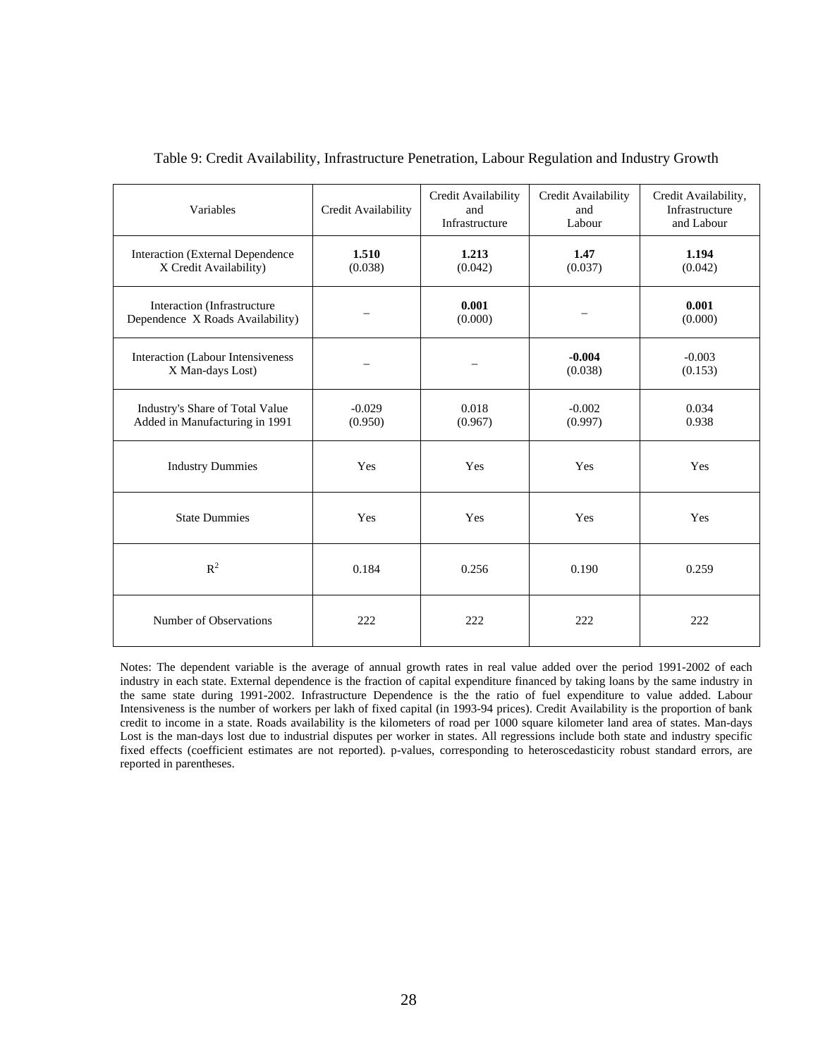Table 9: Credit Availability, Infrastructure Penetration, Labour Regulation and Industry Growth

| Variables | Credit Availability | Credit Availability and Infrastructure | Credit Availability and Labour | Credit Availability, Infrastructure and Labour |
|---|---|---|---|---|
| Interaction (External Dependence X Credit Availability) | **1.510** (0.038) | **1.213** (0.042) | **1.47** (0.037) | **1.194** (0.042) |
| Interaction (Infrastructure Dependence X Roads Availability) | – | **0.001** (0.000) | – | **0.001** (0.000) |
| Interaction (Labour Intensiveness X Man-days Lost) | – | – | **-0.004** (0.038) | -0.003 (0.153) |
| Industry's Share of Total Value Added in Manufacturing in 1991 | -0.029 (0.950) | 0.018 (0.967) | -0.002 (0.997) | 0.034 0.938 |
| Industry Dummies | Yes | Yes | Yes | Yes |
| State Dummies | Yes | Yes | Yes | Yes |
| $R^2$ | 0.184 | 0.256 | 0.190 | 0.259 |
| Number of Observations | 222 | 222 | 222 | 222 |

Notes: The dependent variable is the average of annual growth rates in real value added over the period 1991-2002 of each industry in each state. External dependence is the fraction of capital expenditure financed by taking loans by the same industry in the same state during 1991-2002. Infrastructure Dependence is the the ratio of fuel expenditure to value added. Labour Intensiveness is the number of workers per lakh of fixed capital (in 1993-94 prices). Credit Availability is the proportion of bank credit to income in a state. Roads availability is the kilometers of road per 1000 square kilometer land area of states. Man-days Lost is the man-days lost due to industrial disputes per worker in states. All regressions include both state and industry specific fixed effects (coefficient estimates are not reported). p-values, corresponding to heteroscedasticity robust standard errors, are reported in parentheses.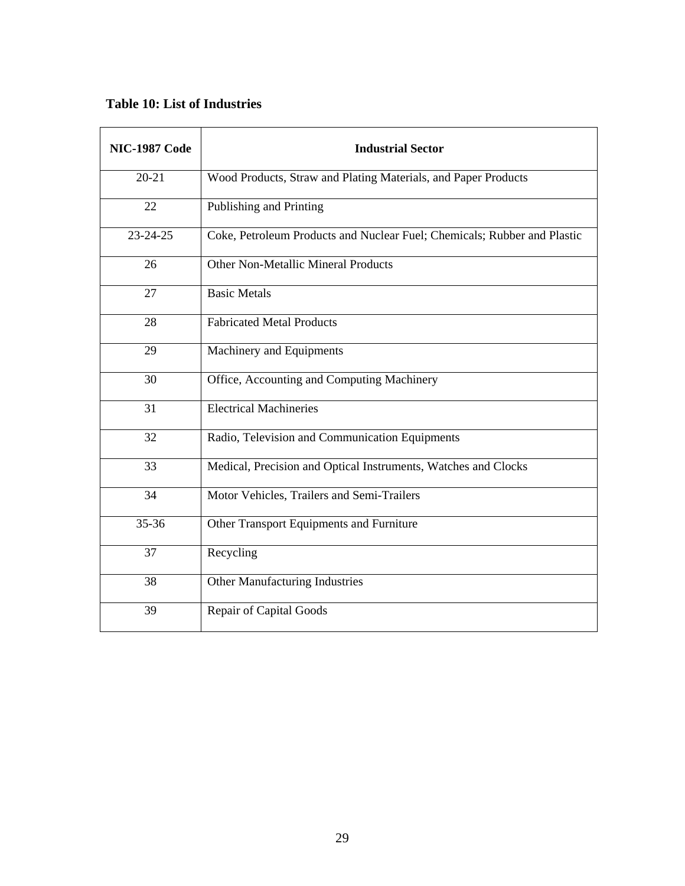**Table 10: List of Industries**

| NIC-1987 Code | Industrial Sector |
|---|---|
| 20-21 | Wood Products, Straw and Plating Materials, and Paper Products |
| 22 | Publishing and Printing |
| 23-24-25 | Coke, Petroleum Products and Nuclear Fuel; Chemicals; Rubber and Plastic |
| 26 | Other Non-Metallic Mineral Products |
| 27 | Basic Metals |
| 28 | Fabricated Metal Products |
| 29 | Machinery and Equipments |
| 30 | Office, Accounting and Computing Machinery |
| 31 | Electrical Machineries |
| 32 | Radio, Television and Communication Equipments |
| 33 | Medical, Precision and Optical Instruments, Watches and Clocks |
| 34 | Motor Vehicles, Trailers and Semi-Trailers |
| 35-36 | Other Transport Equipments and Furniture |
| 37 | Recycling |
| 38 | Other Manufacturing Industries |
| 39 | Repair of Capital Goods |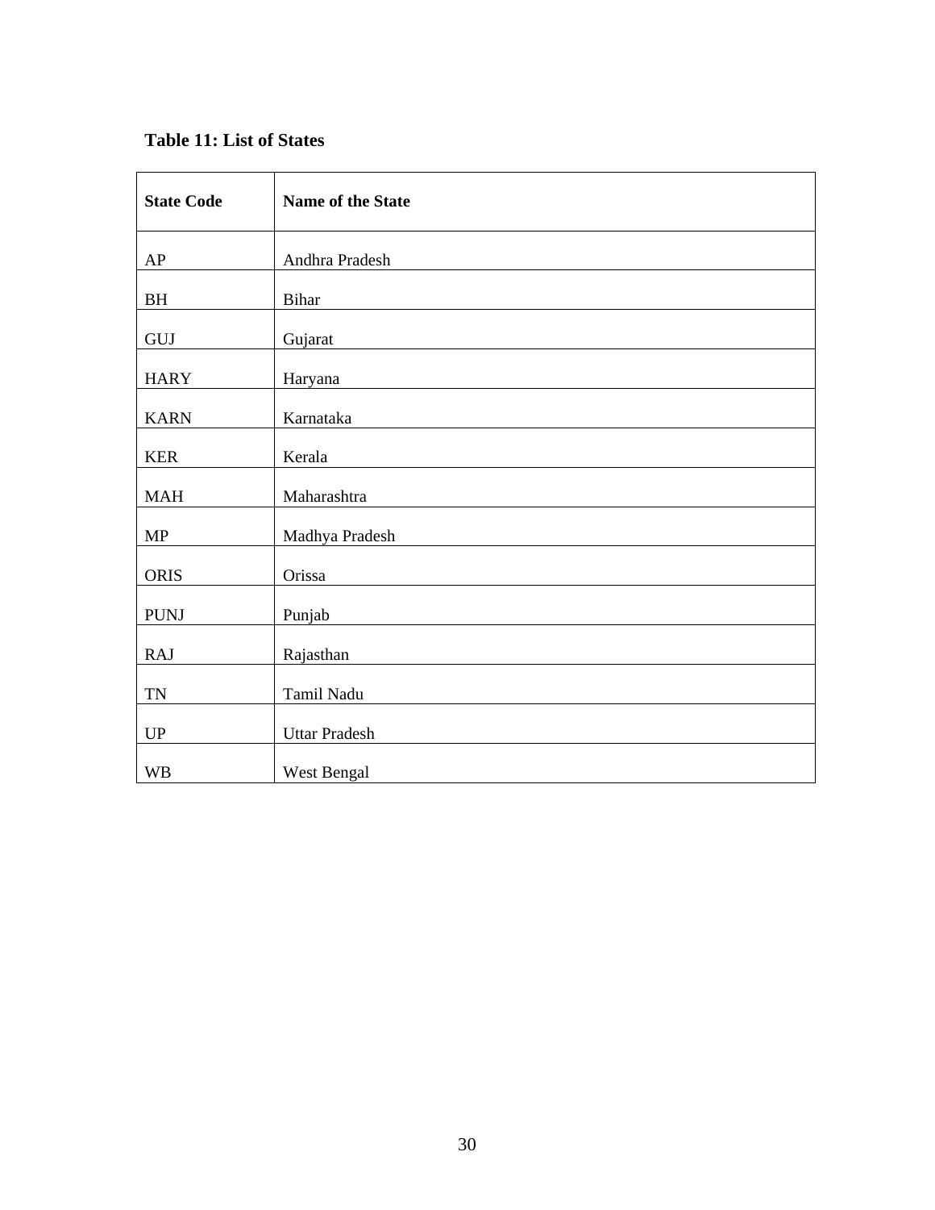**Table 11: List of States**

| State Code | Name of the State |
| --- | --- |
| AP | Andhra Pradesh |
| BH | Bihar |
| GUJ | Gujarat |
| HARY | Haryana |
| KARN | Karnataka |
| KER | Kerala |
| MAH | Maharashtra |
| MP | Madhya Pradesh |
| ORIS | Orissa |
| PUNJ | Punjab |
| RAJ | Rajasthan |
| TN | Tamil Nadu |
| UP | Uttar Pradesh |
| WB | West Bengal |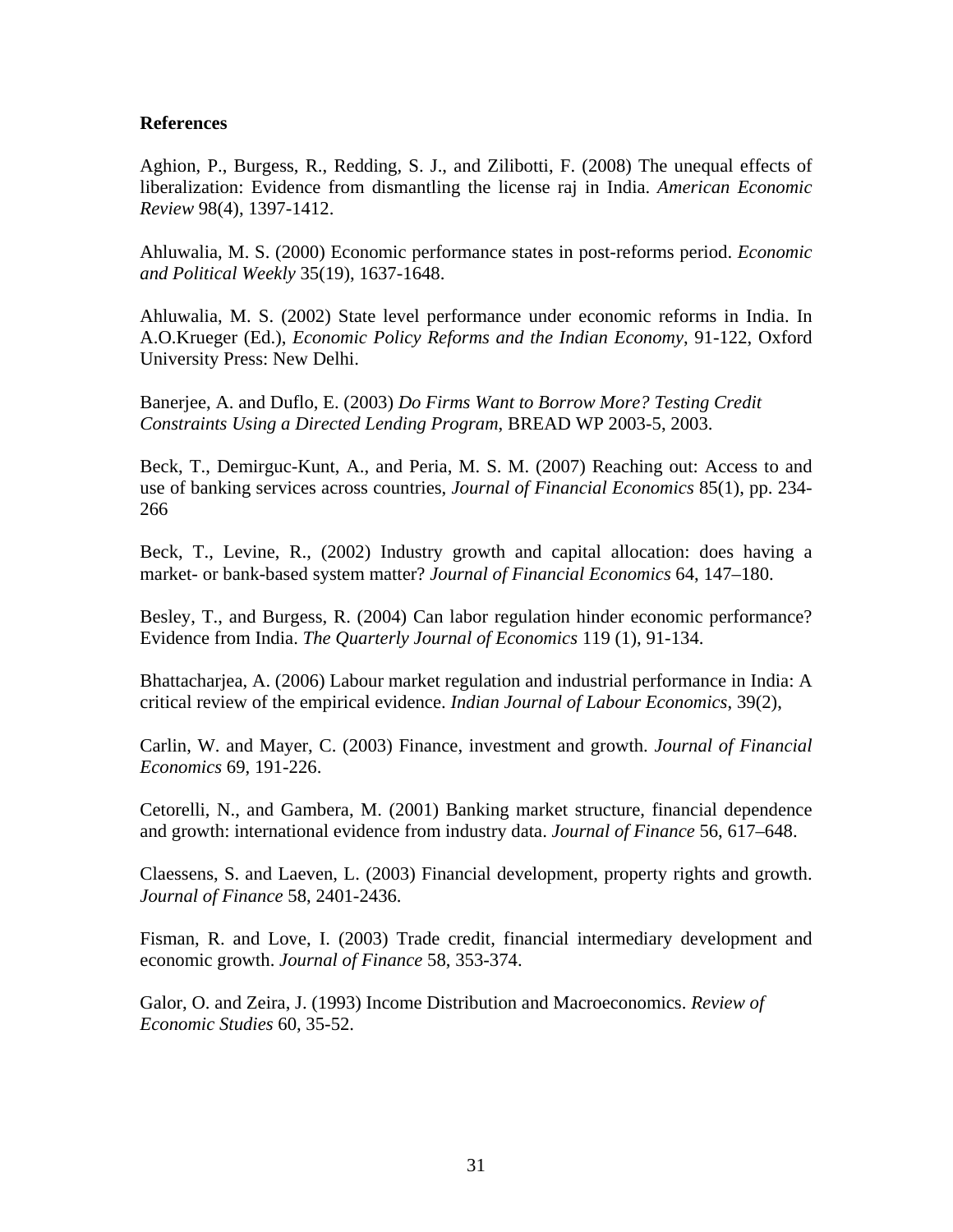**References**

Aghion, P., Burgess, R., Redding, S. J., and Zilibotti, F. (2008) The unequal effects of liberalization: Evidence from dismantling the license raj in India. *American Economic Review* 98(4), 1397-1412.

Ahluwalia, M. S. (2000) Economic performance states in post-reforms period. *Economic and Political Weekly* 35(19), 1637-1648.

Ahluwalia, M. S. (2002) State level performance under economic reforms in India. In A.O.Krueger (Ed.), *Economic Policy Reforms and the Indian Economy*, 91-122, Oxford University Press: New Delhi.

Banerjee, A. and Duflo, E. (2003) *Do Firms Want to Borrow More? Testing Credit Constraints Using a Directed Lending Program*, BREAD WP 2003-5, 2003.

Beck, T., Demirguc-Kunt, A., and Peria, M. S. M. (2007) Reaching out: Access to and use of banking services across countries, *Journal of Financial Economics* 85(1), pp. 234-266

Beck, T., Levine, R., (2002) Industry growth and capital allocation: does having a market- or bank-based system matter? *Journal of Financial Economics* 64, 147–180.

Besley, T., and Burgess, R. (2004) Can labor regulation hinder economic performance? Evidence from India. *The Quarterly Journal of Economics* 119 (1), 91-134.

Bhattacharjea, A. (2006) Labour market regulation and industrial performance in India: A critical review of the empirical evidence. *Indian Journal of Labour Economics*, 39(2),

Carlin, W. and Mayer, C. (2003) Finance, investment and growth. *Journal of Financial Economics* 69, 191-226.

Cetorelli, N., and Gambera, M. (2001) Banking market structure, financial dependence and growth: international evidence from industry data. *Journal of Finance* 56, 617–648.

Claessens, S. and Laeven, L. (2003) Financial development, property rights and growth. *Journal of Finance* 58, 2401-2436.

Fisman, R. and Love, I. (2003) Trade credit, financial intermediary development and economic growth. *Journal of Finance* 58, 353-374.

Galor, O. and Zeira, J. (1993) Income Distribution and Macroeconomics. *Review of Economic Studies* 60, 35-52.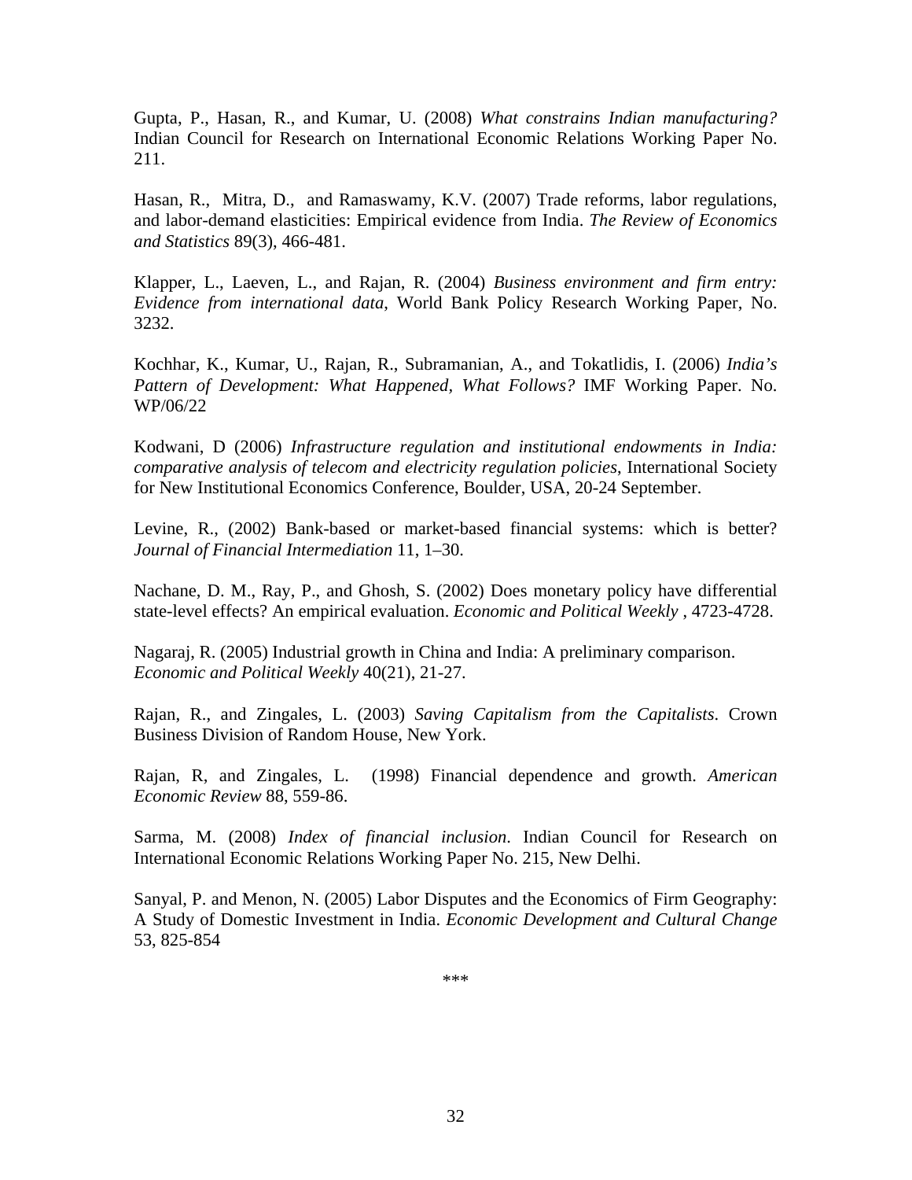Gupta, P., Hasan, R., and Kumar, U. (2008) *What constrains Indian manufacturing?* Indian Council for Research on International Economic Relations Working Paper No. 211.

Hasan, R., Mitra, D., and Ramaswamy, K.V. (2007) Trade reforms, labor regulations, and labor-demand elasticities: Empirical evidence from India. *The Review of Economics and Statistics* 89(3), 466-481.

Klapper, L., Laeven, L., and Rajan, R. (2004) *Business environment and firm entry: Evidence from international data*, World Bank Policy Research Working Paper, No. 3232.

Kochhar, K., Kumar, U., Rajan, R., Subramanian, A., and Tokatlidis, I. (2006) *India's Pattern of Development: What Happened, What Follows?* IMF Working Paper. No. WP/06/22

Kodwani, D (2006) *Infrastructure regulation and institutional endowments in India: comparative analysis of telecom and electricity regulation policies*, International Society for New Institutional Economics Conference, Boulder, USA, 20-24 September.

Levine, R., (2002) Bank-based or market-based financial systems: which is better? *Journal of Financial Intermediation* 11, 1–30.

Nachane, D. M., Ray, P., and Ghosh, S. (2002) Does monetary policy have differential state-level effects? An empirical evaluation. *Economic and Political Weekly* , 4723-4728.

Nagaraj, R. (2005) Industrial growth in China and India: A preliminary comparison. *Economic and Political Weekly* 40(21), 21-27.

Rajan, R., and Zingales, L. (2003) *Saving Capitalism from the Capitalists*. Crown Business Division of Random House, New York.

Rajan, R, and Zingales, L. (1998) Financial dependence and growth. *American Economic Review* 88, 559-86.

Sarma, M. (2008) *Index of financial inclusion*. Indian Council for Research on International Economic Relations Working Paper No. 215, New Delhi.

Sanyal, P. and Menon, N. (2005) Labor Disputes and the Economics of Firm Geography: A Study of Domestic Investment in India. *Economic Development and Cultural Change* 53, 825-854

***